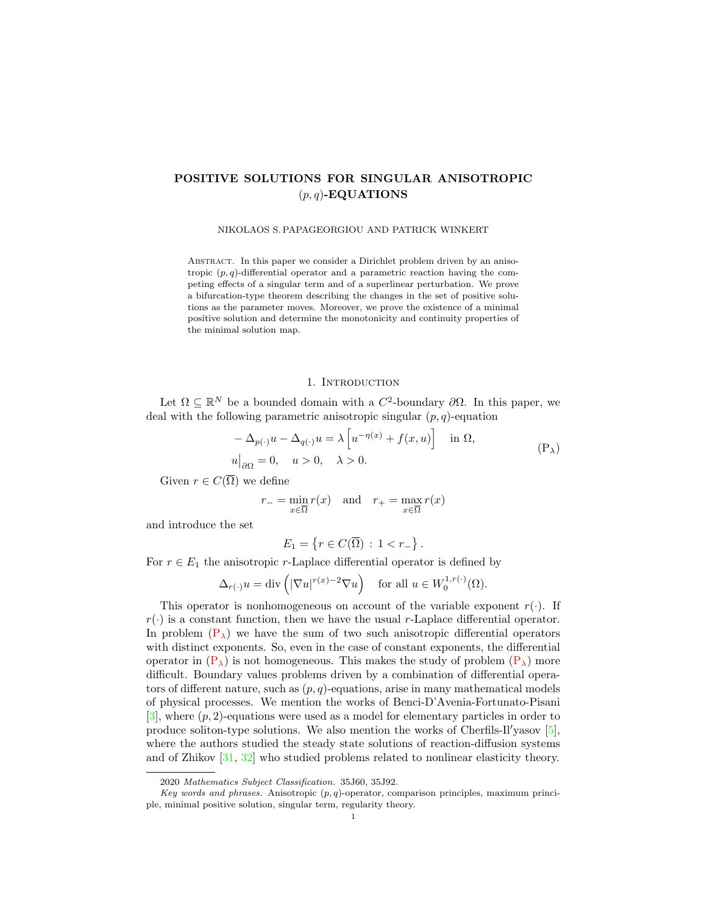# POSITIVE SOLUTIONS FOR SINGULAR ANISOTROPIC $(p,q)$-EQUATIONS

NIKOLAOS S. PAPAGEORGIOU AND PATRICK WINKERT

Abstract. In this paper we consider a Dirichlet problem driven by an anisotropic $(p,q)$-differential operator and a parametric reaction having the competing effects of a singular term and of a superlinear perturbation. We prove a bifurcation-type theorem describing the changes in the set of positive solutions as the parameter moves. Moreover, we prove the existence of a minimal positive solution and determine the monotonicity and continuity properties of the minimal solution map.

## 1. Introduction

Let $\Omega \subseteq \mathbb{R}^N$ be a bounded domain with a $C^2$-boundary $\partial\Omega$. In this paper, we deal with the following parametric anisotropic singular $(p,q)$-equation

$$
\begin{aligned}
&-\Delta_{p(\cdot)}u - \Delta_{q(\cdot)}u = \lambda\left[u^{-\eta(x)} + f(x,u)\right] \quad \text{in } \Omega,\\
&u\big|_{\partial\Omega} = 0, \quad u>0, \quad \lambda>0.
\end{aligned}
\tag{$\mathrm{P}_\lambda$}
$$

Given $r \in C(\overline{\Omega})$ we define

$$
r_- = \min_{x\in\overline{\Omega}} r(x) \quad \text{and} \quad r_+ = \max_{x\in\overline{\Omega}} r(x)
$$

and introduce the set

$$
E_1 = \left\{ r \in C(\overline{\Omega}) \,:\, 1 < r_- \right\}.
$$

For $r \in E_1$ the anisotropic $r$-Laplace differential operator is defined by

$$
\Delta_{r(\cdot)}u = \operatorname{div}\left(|\nabla u|^{r(x)-2}\nabla u\right) \quad \text{for all } u \in W_0^{1,r(\cdot)}(\Omega).
$$

This operator is nonhomogeneous on account of the variable exponent $r(\cdot)$. If $r(\cdot)$ is a constant function, then we have the usual $r$-Laplace differential operator. In problem ($\mathrm{P}_\lambda$) we have the sum of two such anisotropic differential operators with distinct exponents. So, even in the case of constant exponents, the differential operator in ($\mathrm{P}_\lambda$) is not homogeneous. This makes the study of problem ($\mathrm{P}_\lambda$) more difficult. Boundary values problems driven by a combination of differential operators of different nature, such as $(p,q)$-equations, arise in many mathematical models of physical processes. We mention the works of Benci-D'Avenia-Fortunato-Pisani [3], where $(p,2)$-equations were used as a model for elementary particles in order to produce soliton-type solutions. We also mention the works of Cherfils-Il′yasov [5], where the authors studied the steady state solutions of reaction-diffusion systems and of Zhikov [31, 32] who studied problems related to nonlinear elasticity theory.

2020 *Mathematics Subject Classification.* 35J60, 35J92.

*Key words and phrases.* Anisotropic $(p,q)$-operator, comparison principles, maximum principle, minimal positive solution, singular term, regularity theory.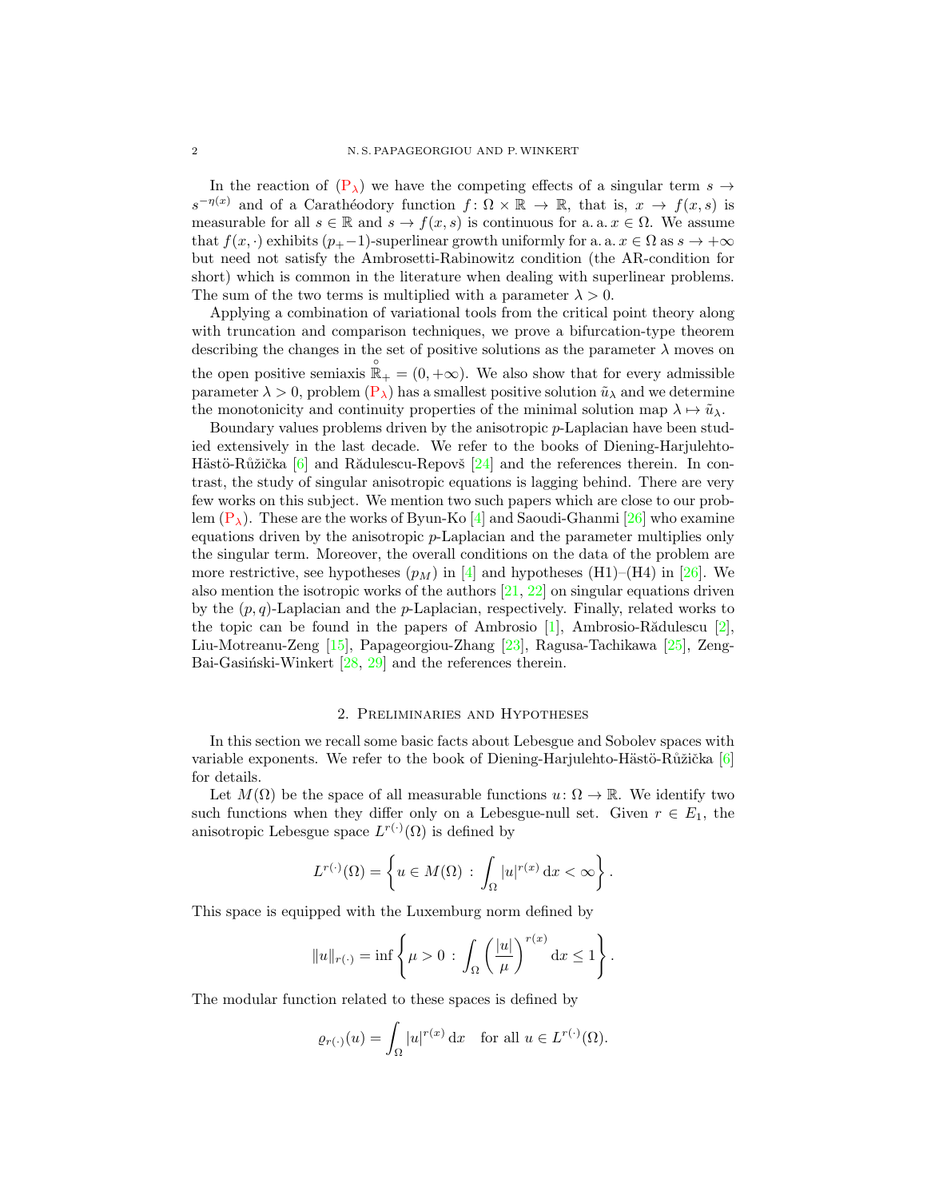In the reaction of ($\mathrm{P}_\lambda$) we have the competing effects of a singular term $s \to s^{-\eta(x)}$ and of a Carathéodory function $f\colon \Omega \times \mathbb{R} \to \mathbb{R}$, that is, $x \to f(x,s)$ is measurable for all $s \in \mathbb{R}$ and $s \to f(x,s)$ is continuous for a. a. $x \in \Omega$. We assume that $f(x,\cdot)$ exhibits $(p_+-1)$-superlinear growth uniformly for a. a. $x \in \Omega$ as $s \to +\infty$ but need not satisfy the Ambrosetti-Rabinowitz condition (the AR-condition for short) which is common in the literature when dealing with superlinear problems. The sum of the two terms is multiplied with a parameter $\lambda > 0$.

Applying a combination of variational tools from the critical point theory along with truncation and comparison techniques, we prove a bifurcation-type theorem describing the changes in the set of positive solutions as the parameter $\lambda$ moves on the open positive semiaxis $\overset{\circ}{\mathbb{R}}_+ = (0,+\infty)$. We also show that for every admissible parameter $\lambda > 0$, problem ($\mathrm{P}_\lambda$) has a smallest positive solution $\tilde{u}_\lambda$ and we determine the monotonicity and continuity properties of the minimal solution map $\lambda \mapsto \tilde{u}_\lambda$.

Boundary values problems driven by the anisotropic $p$-Laplacian have been studied extensively in the last decade. We refer to the books of Diening-Harjulehto-Hästö-Růžička [6] and Rădulescu-Repovš [24] and the references therein. In contrast, the study of singular anisotropic equations is lagging behind. There are very few works on this subject. We mention two such papers which are close to our problem ($\mathrm{P}_\lambda$). These are the works of Byun-Ko [4] and Saoudi-Ghanmi [26] who examine equations driven by the anisotropic $p$-Laplacian and the parameter multiplies only the singular term. Moreover, the overall conditions on the data of the problem are more restrictive, see hypotheses $(p_M)$ in [4] and hypotheses (H1)–(H4) in [26]. We also mention the isotropic works of the authors [21, 22] on singular equations driven by the $(p,q)$-Laplacian and the $p$-Laplacian, respectively. Finally, related works to the topic can be found in the papers of Ambrosio [1], Ambrosio-Rădulescu [2], Liu-Motreanu-Zeng [15], Papageorgiou-Zhang [23], Ragusa-Tachikawa [25], Zeng-Bai-Gasiński-Winkert [28, 29] and the references therein.

## 2. Preliminaries and Hypotheses

In this section we recall some basic facts about Lebesgue and Sobolev spaces with variable exponents. We refer to the book of Diening-Harjulehto-Hästö-Růžička [6] for details.

Let $M(\Omega)$ be the space of all measurable functions $u\colon \Omega \to \mathbb{R}$. We identify two such functions when they differ only on a Lebesgue-null set. Given $r \in E_1$, the anisotropic Lebesgue space $L^{r(\cdot)}(\Omega)$ is defined by

$$L^{r(\cdot)}(\Omega) = \left\{ u \in M(\Omega) \,:\, \int_\Omega |u|^{r(x)} \,\mathrm{d}x < \infty \right\}.$$

This space is equipped with the Luxemburg norm defined by

$$\|u\|_{r(\cdot)} = \inf \left\{ \mu > 0 \,:\, \int_\Omega \left( \frac{|u|}{\mu} \right)^{r(x)} \mathrm{d}x \leq 1 \right\}.$$

The modular function related to these spaces is defined by

$$\varrho_{r(\cdot)}(u) = \int_\Omega |u|^{r(x)} \,\mathrm{d}x \quad \text{for all } u \in L^{r(\cdot)}(\Omega).$$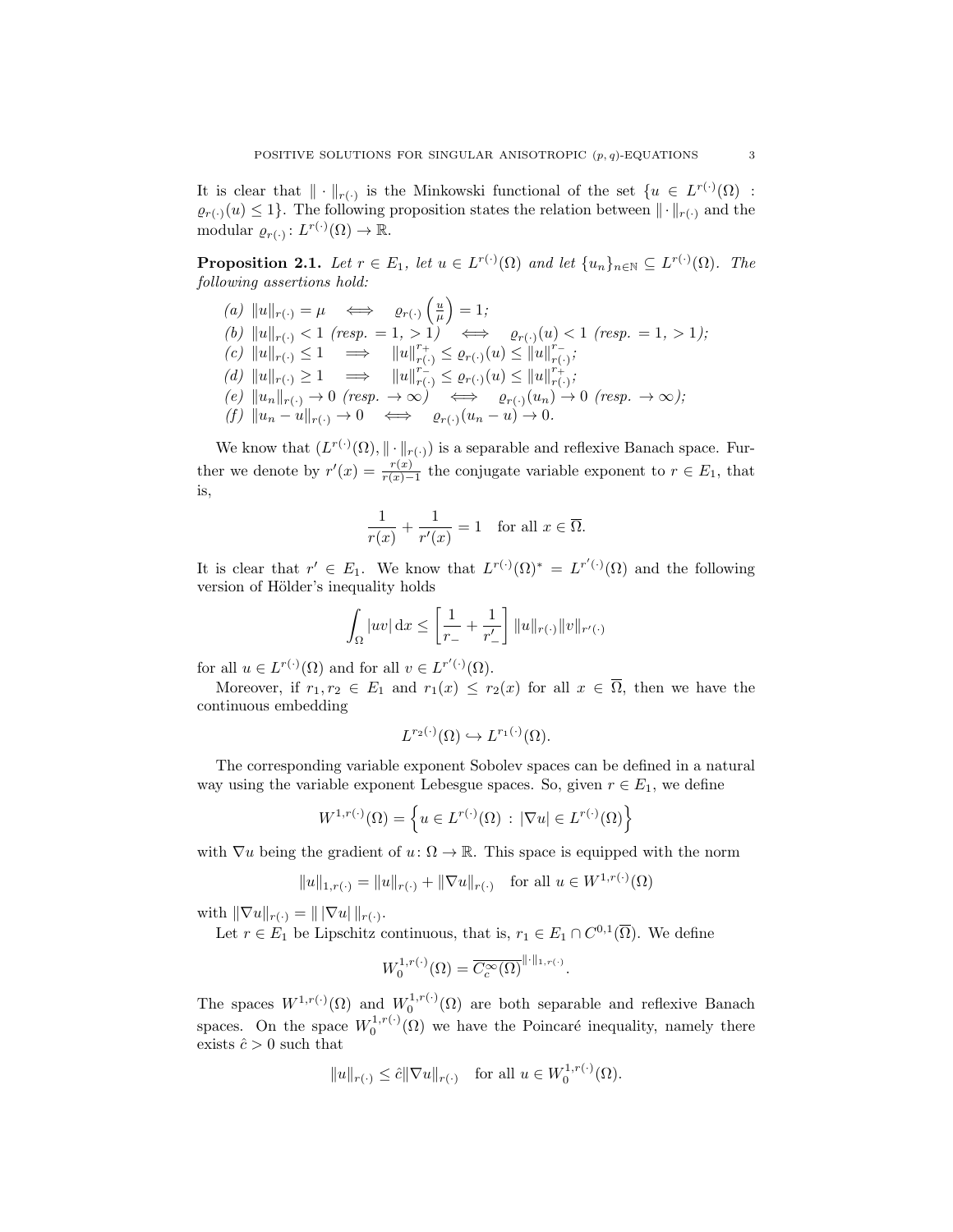It is clear that $\| \cdot \|_{r(\cdot)}$ is the Minkowski functional of the set $\{u \in L^{r(\cdot)}(\Omega) : \varrho_{r(\cdot)}(u) \leq 1\}$. The following proposition states the relation between $\| \cdot \|_{r(\cdot)}$ and the modular $\varrho_{r(\cdot)} \colon L^{r(\cdot)}(\Omega) \to \mathbb{R}$.

**Proposition 2.1.** *Let $r \in E_1$, let $u \in L^{r(\cdot)}(\Omega)$ and let $\{u_n\}_{n\in\mathbb{N}} \subseteq L^{r(\cdot)}(\Omega)$. The following assertions hold:*

*(a)* $\|u\|_{r(\cdot)} = \mu \iff \varrho_{r(\cdot)}\left(\frac{u}{\mu}\right) = 1$;

*(b)* $\|u\|_{r(\cdot)} < 1$ *(resp.* $= 1, > 1$*)* $\iff \varrho_{r(\cdot)}(u) < 1$ *(resp.* $= 1, > 1$*)*;

*(c)* $\|u\|_{r(\cdot)} \leq 1 \implies \|u\|_{r(\cdot)}^{r_+} \leq \varrho_{r(\cdot)}(u) \leq \|u\|_{r(\cdot)}^{r_-}$;

*(d)* $\|u\|_{r(\cdot)} \geq 1 \implies \|u\|_{r(\cdot)}^{r_-} \leq \varrho_{r(\cdot)}(u) \leq \|u\|_{r(\cdot)}^{r_+}$;

*(e)* $\|u_n\|_{r(\cdot)} \to 0$ *(resp.* $\to \infty$*)* $\iff \varrho_{r(\cdot)}(u_n) \to 0$ *(resp.* $\to \infty$*)*;

*(f)* $\|u_n - u\|_{r(\cdot)} \to 0 \iff \varrho_{r(\cdot)}(u_n - u) \to 0$.

We know that $(L^{r(\cdot)}(\Omega), \| \cdot \|_{r(\cdot)})$ is a separable and reflexive Banach space. Further we denote by $r'(x) = \frac{r(x)}{r(x)-1}$ the conjugate variable exponent to $r \in E_1$, that is,

$$\frac{1}{r(x)} + \frac{1}{r'(x)} = 1 \quad \text{for all } x \in \overline{\Omega}.$$

It is clear that $r' \in E_1$. We know that $L^{r(\cdot)}(\Omega)^* = L^{r'(\cdot)}(\Omega)$ and the following version of Hölder's inequality holds

$$\int_\Omega |uv| \,\mathrm{d}x \leq \left[\frac{1}{r_-} + \frac{1}{r'_-}\right] \|u\|_{r(\cdot)} \|v\|_{r'(\cdot)}$$

for all $u \in L^{r(\cdot)}(\Omega)$ and for all $v \in L^{r'(\cdot)}(\Omega)$.

Moreover, if $r_1, r_2 \in E_1$ and $r_1(x) \leq r_2(x)$ for all $x \in \overline{\Omega}$, then we have the continuous embedding

$$L^{r_2(\cdot)}(\Omega) \hookrightarrow L^{r_1(\cdot)}(\Omega).$$

The corresponding variable exponent Sobolev spaces can be defined in a natural way using the variable exponent Lebesgue spaces. So, given $r \in E_1$, we define

$$W^{1,r(\cdot)}(\Omega) = \left\{ u \in L^{r(\cdot)}(\Omega) \,:\, |\nabla u| \in L^{r(\cdot)}(\Omega) \right\}$$

with $\nabla u$ being the gradient of $u \colon \Omega \to \mathbb{R}$. This space is equipped with the norm

$$\|u\|_{1,r(\cdot)} = \|u\|_{r(\cdot)} + \|\nabla u\|_{r(\cdot)} \quad \text{for all } u \in W^{1,r(\cdot)}(\Omega)$$

with $\|\nabla u\|_{r(\cdot)} = \| \, |\nabla u| \, \|_{r(\cdot)}$.

Let $r \in E_1$ be Lipschitz continuous, that is, $r_1 \in E_1 \cap C^{0,1}(\overline{\Omega})$. We define

$$W_0^{1,r(\cdot)}(\Omega) = \overline{C_c^\infty(\Omega)}^{\|\cdot\|_{1,r(\cdot)}}.$$

The spaces $W^{1,r(\cdot)}(\Omega)$ and $W_0^{1,r(\cdot)}(\Omega)$ are both separable and reflexive Banach spaces. On the space $W_0^{1,r(\cdot)}(\Omega)$ we have the Poincaré inequality, namely there exists $\hat{c} > 0$ such that

$$\|u\|_{r(\cdot)} \leq \hat{c} \|\nabla u\|_{r(\cdot)} \quad \text{for all } u \in W_0^{1,r(\cdot)}(\Omega).$$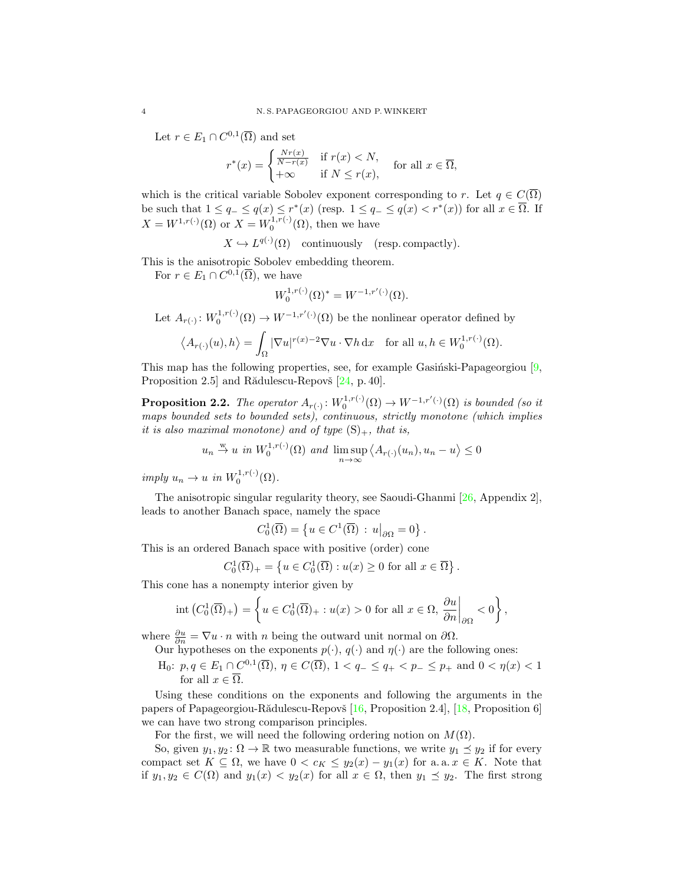Let $r \in E_1 \cap C^{0,1}(\overline{\Omega})$ and set

$$r^*(x) = \begin{cases} \frac{Nr(x)}{N-r(x)} & \text{if } r(x) < N, \\ +\infty & \text{if } N \leq r(x), \end{cases} \quad \text{for all } x \in \overline{\Omega},$$

which is the critical variable Sobolev exponent corresponding to $r$. Let $q \in C(\overline{\Omega})$ be such that $1 \leq q_- \leq q(x) \leq r^*(x)$ (resp. $1 \leq q_- \leq q(x) < r^*(x)$) for all $x \in \overline{\Omega}$. If $X = W^{1,r(\cdot)}(\Omega)$ or $X = W_0^{1,r(\cdot)}(\Omega)$, then we have

$$X \hookrightarrow L^{q(\cdot)}(\Omega) \quad \text{continuously} \quad \text{(resp. compactly)}.$$

This is the anisotropic Sobolev embedding theorem.

For $r \in E_1 \cap C^{0,1}(\overline{\Omega})$, we have

$$W_0^{1,r(\cdot)}(\Omega)^* = W^{-1,r'(\cdot)}(\Omega).$$

Let $A_{r(\cdot)} \colon W_0^{1,r(\cdot)}(\Omega) \to W^{-1,r'(\cdot)}(\Omega)$ be the nonlinear operator defined by

$$\left\langle A_{r(\cdot)}(u), h \right\rangle = \int_\Omega |\nabla u|^{r(x)-2} \nabla u \cdot \nabla h \, \mathrm{d}x \quad \text{for all } u, h \in W_0^{1,r(\cdot)}(\Omega).$$

This map has the following properties, see, for example Gasiński-Papageorgiou [9, Proposition 2.5] and Rădulescu-Repovš [24, p. 40].

**Proposition 2.2.** *The operator $A_{r(\cdot)} \colon W_0^{1,r(\cdot)}(\Omega) \to W^{-1,r'(\cdot)}(\Omega)$ is bounded (so it maps bounded sets to bounded sets), continuous, strictly monotone (which implies it is also maximal monotone) and of type $(\mathrm{S})_+$, that is,*

$$u_n \overset{\mathrm{w}}{\to} u \text{ in } W_0^{1,r(\cdot)}(\Omega) \text{ and } \limsup_{n \to \infty} \left\langle A_{r(\cdot)}(u_n), u_n - u \right\rangle \leq 0$$

*imply $u_n \to u$ in $W_0^{1,r(\cdot)}(\Omega)$.*

The anisotropic singular regularity theory, see Saoudi-Ghanmi [26, Appendix 2], leads to another Banach space, namely the space

$$C_0^1(\overline{\Omega}) = \left\{ u \in C^1(\overline{\Omega}) \,:\, u\big|_{\partial\Omega} = 0 \right\}.$$

This is an ordered Banach space with positive (order) cone

$$C_0^1(\overline{\Omega})_+ = \left\{ u \in C_0^1(\overline{\Omega}) : u(x) \geq 0 \text{ for all } x \in \overline{\Omega} \right\}.$$

This cone has a nonempty interior given by

$$\operatorname{int}\left(C_0^1(\overline{\Omega})_+\right) = \left\{ u \in C_0^1(\overline{\Omega})_+ : u(x) > 0 \text{ for all } x \in \Omega,\ \frac{\partial u}{\partial n}\bigg|_{\partial\Omega} < 0 \right\},$$

where $\frac{\partial u}{\partial n} = \nabla u \cdot n$ with $n$ being the outward unit normal on $\partial\Omega$.

Our hypotheses on the exponents $p(\cdot)$, $q(\cdot)$ and $\eta(\cdot)$ are the following ones:

- H$_0$: $p, q \in E_1 \cap C^{0,1}(\overline{\Omega})$, $\eta \in C(\overline{\Omega})$, $1 < q_- \leq q_+ < p_- \leq p_+$ and $0 < \eta(x) < 1$ for all $x \in \overline{\Omega}$.

Using these conditions on the exponents and following the arguments in the papers of Papageorgiou-Rădulescu-Repovš [16, Proposition 2.4], [18, Proposition 6] we can have two strong comparison principles.

For the first, we will need the following ordering notion on $M(\Omega)$.

So, given $y_1, y_2 \colon \Omega \to \mathbb{R}$ two measurable functions, we write $y_1 \preceq y_2$ if for every compact set $K \subseteq \Omega$, we have $0 < c_K \leq y_2(x) - y_1(x)$ for a. a. $x \in K$. Note that if $y_1, y_2 \in C(\Omega)$ and $y_1(x) < y_2(x)$ for all $x \in \Omega$, then $y_1 \preceq y_2$. The first strong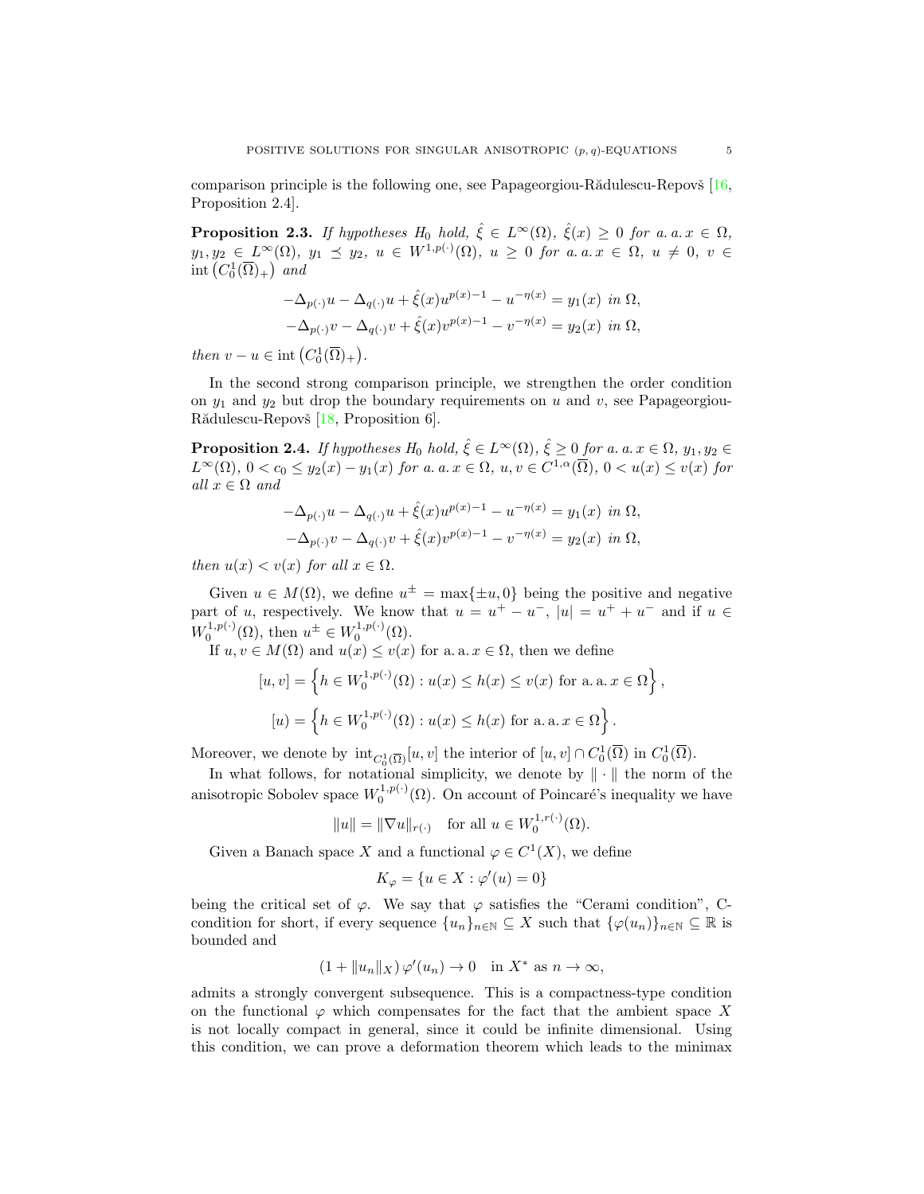comparison principle is the following one, see Papageorgiou-Rădulescu-Repovš [16, Proposition 2.4].

**Proposition 2.3.** *If hypotheses $H_0$ hold, $\hat{\xi} \in L^\infty(\Omega)$, $\hat{\xi}(x) \geq 0$ for a. a. $x \in \Omega$, $y_1, y_2 \in L^\infty(\Omega)$, $y_1 \preceq y_2$, $u \in W^{1,p(\cdot)}(\Omega)$, $u \geq 0$ for a. a. $x \in \Omega$, $u \neq 0$, $v \in \operatorname{int}\left(C_0^1(\overline{\Omega})_+\right)$ and*

$$
\begin{aligned}
-\Delta_{p(\cdot)} u - \Delta_{q(\cdot)} u + \hat{\xi}(x) u^{p(x)-1} - u^{-\eta(x)} &= y_1(x) \text{ in } \Omega,\\
-\Delta_{p(\cdot)} v - \Delta_{q(\cdot)} v + \hat{\xi}(x) v^{p(x)-1} - v^{-\eta(x)} &= y_2(x) \text{ in } \Omega,
\end{aligned}
$$

*then $v - u \in \operatorname{int}\left(C_0^1(\overline{\Omega})_+\right)$.*

In the second strong comparison principle, we strengthen the order condition on $y_1$ and $y_2$ but drop the boundary requirements on $u$ and $v$, see Papageorgiou-Rădulescu-Repovš [18, Proposition 6].

**Proposition 2.4.** *If hypotheses $H_0$ hold, $\hat{\xi} \in L^\infty(\Omega)$, $\hat{\xi} \geq 0$ for a. a. $x \in \Omega$, $y_1, y_2 \in L^\infty(\Omega)$, $0 < c_0 \leq y_2(x) - y_1(x)$ for a. a. $x \in \Omega$, $u, v \in C^{1,\alpha}(\overline{\Omega})$, $0 < u(x) \leq v(x)$ for all $x \in \Omega$ and*

$$
\begin{aligned}
-\Delta_{p(\cdot)} u - \Delta_{q(\cdot)} u + \hat{\xi}(x) u^{p(x)-1} - u^{-\eta(x)} &= y_1(x) \text{ in } \Omega,\\
-\Delta_{p(\cdot)} v - \Delta_{q(\cdot)} v + \hat{\xi}(x) v^{p(x)-1} - v^{-\eta(x)} &= y_2(x) \text{ in } \Omega,
\end{aligned}
$$

*then $u(x) < v(x)$ for all $x \in \Omega$.*

Given $u \in M(\Omega)$, we define $u^\pm = \max\{\pm u, 0\}$ being the positive and negative part of $u$, respectively. We know that $u = u^+ - u^-$, $|u| = u^+ + u^-$ and if $u \in W_0^{1,p(\cdot)}(\Omega)$, then $u^\pm \in W_0^{1,p(\cdot)}(\Omega)$.

If $u, v \in M(\Omega)$ and $u(x) \leq v(x)$ for a. a. $x \in \Omega$, then we define

$$
[u, v] = \left\{ h \in W_0^{1,p(\cdot)}(\Omega) : u(x) \leq h(x) \leq v(x) \text{ for a. a. } x \in \Omega \right\},
$$

$$
[u) = \left\{ h \in W_0^{1,p(\cdot)}(\Omega) : u(x) \leq h(x) \text{ for a. a. } x \in \Omega \right\}.
$$

Moreover, we denote by $\operatorname{int}_{C_0^1(\overline{\Omega})}[u, v]$ the interior of $[u, v] \cap C_0^1(\overline{\Omega})$ in $C_0^1(\overline{\Omega})$.

In what follows, for notational simplicity, we denote by $\|\cdot\|$ the norm of the anisotropic Sobolev space $W_0^{1,p(\cdot)}(\Omega)$. On account of Poincaré's inequality we have

$$
\|u\| = \|\nabla u\|_{r(\cdot)} \quad \text{for all } u \in W_0^{1,r(\cdot)}(\Omega).
$$

Given a Banach space $X$ and a functional $\varphi \in C^1(X)$, we define

$$
K_\varphi = \{ u \in X : \varphi'(u) = 0 \}
$$

being the critical set of $\varphi$. We say that $\varphi$ satisfies the "Cerami condition", C-condition for short, if every sequence $\{u_n\}_{n \in \mathbb{N}} \subseteq X$ such that $\{\varphi(u_n)\}_{n \in \mathbb{N}} \subseteq \mathbb{R}$ is bounded and

$$
(1 + \|u_n\|_X)\, \varphi'(u_n) \to 0 \quad \text{in } X^* \text{ as } n \to \infty,
$$

admits a strongly convergent subsequence. This is a compactness-type condition on the functional $\varphi$ which compensates for the fact that the ambient space $X$ is not locally compact in general, since it could be infinite dimensional. Using this condition, we can prove a deformation theorem which leads to the minimax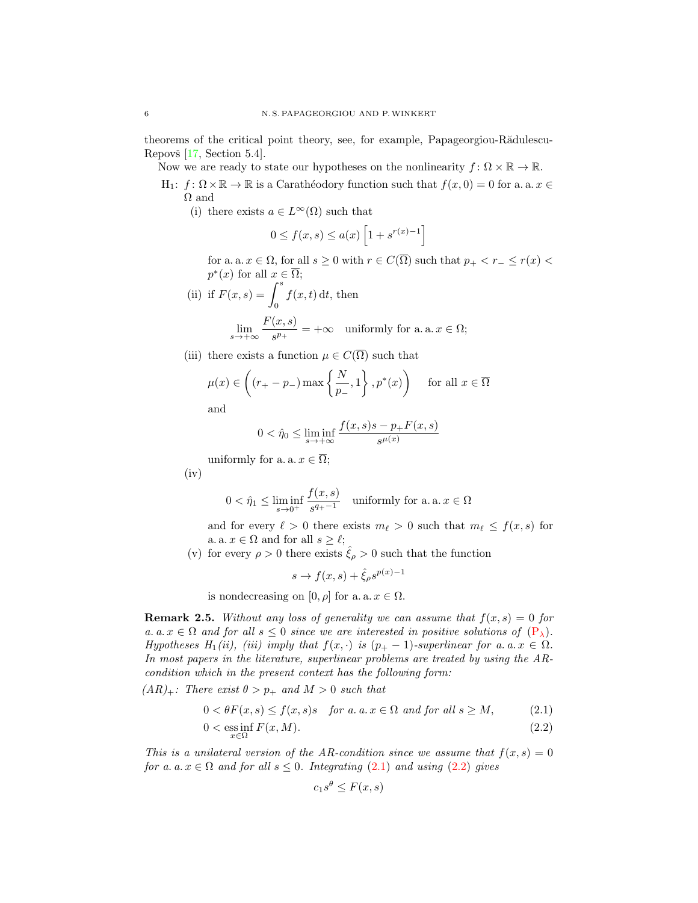theorems of the critical point theory, see, for example, Papageorgiou-Rădulescu-Repovš [17, Section 5.4].

Now we are ready to state our hypotheses on the nonlinearity $f\colon \Omega \times \mathbb{R} \to \mathbb{R}$.

$\mathrm{H}_1$: $f\colon \Omega\times\mathbb{R}\to\mathbb{R}$ is a Carathéodory function such that $f(x,0)=0$ for a. a. $x\in\Omega$ and

(i) there exists $a\in L^\infty(\Omega)$ such that
$$0\leq f(x,s)\leq a(x)\left[1+s^{r(x)-1}\right]$$
for a. a. $x\in\Omega$, for all $s\geq 0$ with $r\in C(\overline{\Omega})$ such that $p_+<r_-\leq r(x)<p^*(x)$ for all $x\in\overline{\Omega}$;

(ii) if $F(x,s)=\displaystyle\int_0^s f(x,t)\,\mathrm{d}t$, then
$$\lim_{s\to+\infty}\frac{F(x,s)}{s^{p_+}}=+\infty\quad \text{uniformly for a. a. } x\in\Omega;$$

(iii) there exists a function $\mu\in C(\overline{\Omega})$ such that
$$\mu(x)\in\left((r_+-p_-)\max\left\{\frac{N}{p_-},1\right\},p^*(x)\right)\qquad\text{for all } x\in\overline{\Omega}$$
and
$$0<\hat{\eta}_0\leq\liminf_{s\to+\infty}\frac{f(x,s)s-p_+F(x,s)}{s^{\mu(x)}}$$
uniformly for a. a. $x\in\overline{\Omega}$;

(iv)
$$0<\hat{\eta}_1\leq\liminf_{s\to 0^+}\frac{f(x,s)}{s^{q_+-1}}\quad\text{uniformly for a. a. } x\in\Omega$$
and for every $\ell>0$ there exists $m_\ell>0$ such that $m_\ell\leq f(x,s)$ for a. a. $x\in\Omega$ and for all $s\geq\ell$;

(v) for every $\rho>0$ there exists $\hat{\xi}_\rho>0$ such that the function
$$s\to f(x,s)+\hat{\xi}_\rho s^{p(x)-1}$$
is nondecreasing on $[0,\rho]$ for a. a. $x\in\Omega$.

**Remark 2.5.** *Without any loss of generality we can assume that $f(x,s)=0$ for a. a. $x\in\Omega$ and for all $s\leq 0$ since we are interested in positive solutions of ($\mathrm{P}_\lambda$). Hypotheses $\mathrm{H}_1$(ii), (iii) imply that $f(x,\cdot)$ is $(p_+-1)$-superlinear for a. a. $x\in\Omega$. In most papers in the literature, superlinear problems are treated by using the AR-condition which in the present context has the following form:*

*$(AR)_+$: There exist $\theta>p_+$ and $M>0$ such that*
$$0<\theta F(x,s)\leq f(x,s)s\quad \text{for a. a. } x\in\Omega \text{ and for all } s\geq M, \tag{2.1}$$
$$0<\operatorname*{ess\,inf}_{x\in\Omega}F(x,M). \tag{2.2}$$

*This is a unilateral version of the AR-condition since we assume that $f(x,s)=0$ for a. a. $x\in\Omega$ and for all $s\leq 0$. Integrating (2.1) and using (2.2) gives*
$$c_1s^\theta\leq F(x,s)$$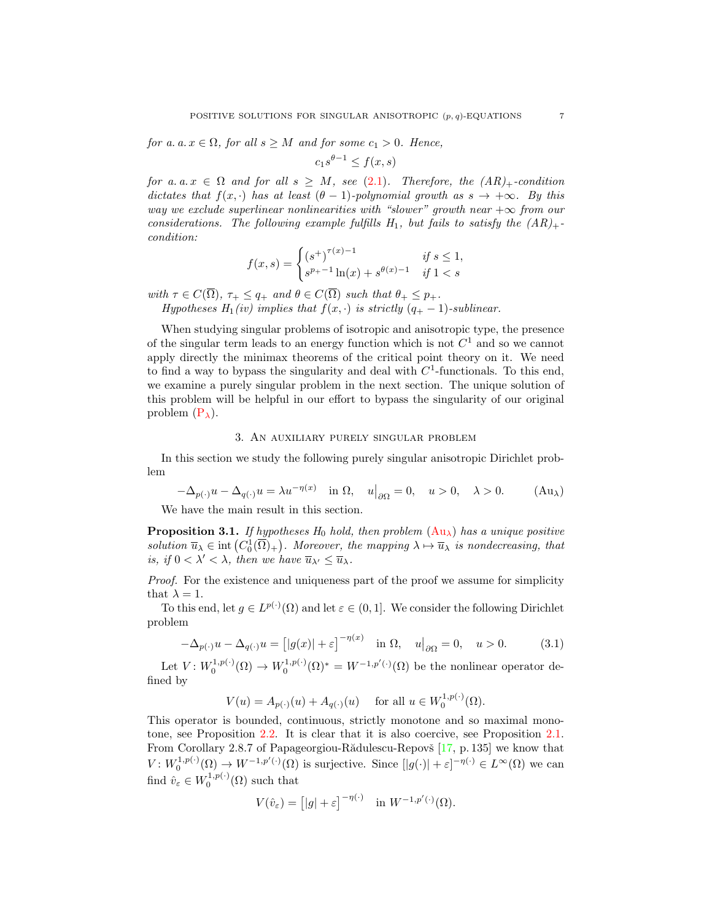*for a. a. $x \in \Omega$, for all $s \geq M$ and for some $c_1 > 0$. Hence,*

$$c_1 s^{\theta-1} \leq f(x,s)$$

*for a. a. $x \in \Omega$ and for all $s \geq M$, see (2.1). Therefore, the $(AR)_+$-condition dictates that $f(x,\cdot)$ has at least $(\theta-1)$-polynomial growth as $s \to +\infty$. By this way we exclude superlinear nonlinearities with "slower" growth near $+\infty$ from our considerations. The following example fulfills $H_1$, but fails to satisfy the $(AR)_+$-condition:*

$$f(x,s) = \begin{cases} (s^+)^{\tau(x)-1} & \text{if } s \leq 1, \\ s^{p_+-1}\ln(x) + s^{\theta(x)-1} & \text{if } 1 < s \end{cases}$$

*with $\tau \in C(\overline{\Omega})$, $\tau_+ \leq q_+$ and $\theta \in C(\overline{\Omega})$ such that $\theta_+ \leq p_+$.*

*Hypotheses $H_1$(iv) implies that $f(x,\cdot)$ is strictly $(q_+-1)$-sublinear.*

When studying singular problems of isotropic and anisotropic type, the presence of the singular term leads to an energy function which is not $C^1$ and so we cannot apply directly the minimax theorems of the critical point theory on it. We need to find a way to bypass the singularity and deal with $C^1$-functionals. To this end, we examine a purely singular problem in the next section. The unique solution of this problem will be helpful in our effort to bypass the singularity of our original problem ($P_\lambda$).

## 3. An auxiliary purely singular problem

In this section we study the following purely singular anisotropic Dirichlet problem

$$-\Delta_{p(\cdot)}u - \Delta_{q(\cdot)}u = \lambda u^{-\eta(x)} \quad \text{in } \Omega, \quad u\big|_{\partial\Omega} = 0, \quad u > 0, \quad \lambda > 0. \tag{Au$_\lambda$}$$

We have the main result in this section.

**Proposition 3.1.** *If hypotheses $H_0$ hold, then problem (Au$_\lambda$) has a unique positive solution $\overline{u}_\lambda \in \operatorname{int}\left(C_0^1(\overline{\Omega})_+\right)$. Moreover, the mapping $\lambda \mapsto \overline{u}_\lambda$ is nondecreasing, that is, if $0 < \lambda' < \lambda$, then we have $\overline{u}_{\lambda'} \leq \overline{u}_\lambda$.*

*Proof.* For the existence and uniqueness part of the proof we assume for simplicity that $\lambda = 1$.

To this end, let $g \in L^{p(\cdot)}(\Omega)$ and let $\varepsilon \in (0,1]$. We consider the following Dirichlet problem

$$-\Delta_{p(\cdot)}u - \Delta_{q(\cdot)}u = \left[|g(x)| + \varepsilon\right]^{-\eta(x)} \quad \text{in } \Omega, \quad u\big|_{\partial\Omega} = 0, \quad u > 0. \tag{3.1}$$

Let $V\colon W_0^{1,p(\cdot)}(\Omega) \to W_0^{1,p(\cdot)}(\Omega)^* = W^{-1,p'(\cdot)}(\Omega)$ be the nonlinear operator defined by

$$V(u) = A_{p(\cdot)}(u) + A_{q(\cdot)}(u) \quad \text{for all } u \in W_0^{1,p(\cdot)}(\Omega).$$

This operator is bounded, continuous, strictly monotone and so maximal monotone, see Proposition 2.2. It is clear that it is also coercive, see Proposition 2.1. From Corollary 2.8.7 of Papageorgiou-Rădulescu-Repovš [17, p. 135] we know that $V\colon W_0^{1,p(\cdot)}(\Omega) \to W^{-1,p'(\cdot)}(\Omega)$ is surjective. Since $[|g(\cdot)| + \varepsilon]^{-\eta(\cdot)} \in L^\infty(\Omega)$ we can find $\hat{v}_\varepsilon \in W_0^{1,p(\cdot)}(\Omega)$ such that

$$V(\hat{v}_\varepsilon) = \left[|g| + \varepsilon\right]^{-\eta(\cdot)} \quad \text{in } W^{-1,p'(\cdot)}(\Omega).$$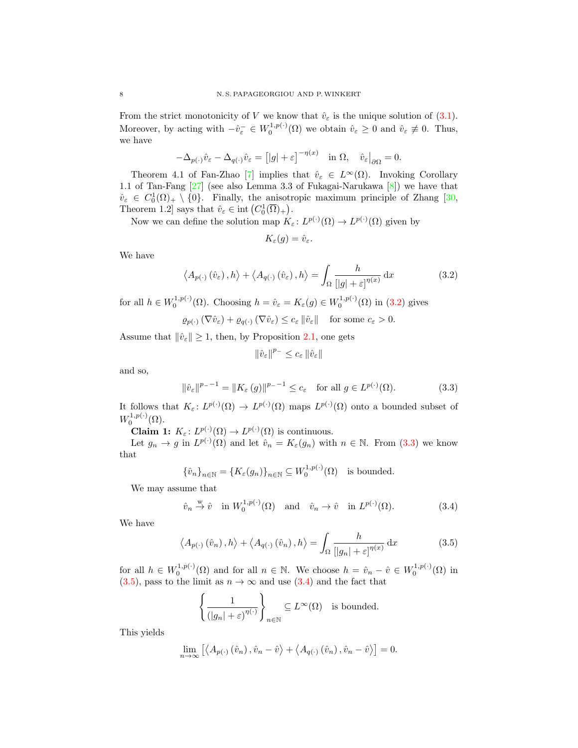From the strict monotonicity of $V$ we know that $\hat{v}_\varepsilon$ is the unique solution of (3.1). Moreover, by acting with $-\hat{v}_\varepsilon^- \in W_0^{1,p(\cdot)}(\Omega)$ we obtain $\hat{v}_\varepsilon \geq 0$ and $\hat{v}_\varepsilon \not\equiv 0$. Thus, we have

$$-\Delta_{p(\cdot)}\hat{v}_\varepsilon - \Delta_{q(\cdot)}\hat{v}_\varepsilon = \left[|g| + \varepsilon\right]^{-\eta(x)} \quad \text{in } \Omega, \quad \hat{v}_\varepsilon\big|_{\partial\Omega} = 0.$$

Theorem 4.1 of Fan-Zhao [7] implies that $\hat{v}_\varepsilon \in L^\infty(\Omega)$. Invoking Corollary 1.1 of Tan-Fang [27] (see also Lemma 3.3 of Fukagai-Narukawa [8]) we have that $\hat{v}_\varepsilon \in C_0^1(\Omega)_+ \setminus \{0\}$. Finally, the anisotropic maximum principle of Zhang [30, Theorem 1.2] says that $\hat{v}_\varepsilon \in \operatorname{int}\left(C_0^1(\overline{\Omega})_+\right)$.

Now we can define the solution map $K_\varepsilon \colon L^{p(\cdot)}(\Omega) \to L^{p(\cdot)}(\Omega)$ given by

$$K_\varepsilon(g) = \hat{v}_\varepsilon.$$

We have

$$\left\langle A_{p(\cdot)}\left(\hat{v}_\varepsilon\right), h\right\rangle + \left\langle A_{q(\cdot)}\left(\hat{v}_\varepsilon\right), h\right\rangle = \int_\Omega \frac{h}{\left[|g| + \varepsilon\right]^{\eta(x)}}\,\mathrm{d}x \tag{3.2}$$

for all $h \in W_0^{1,p(\cdot)}(\Omega)$. Choosing $h = \hat{v}_\varepsilon = K_\varepsilon(g) \in W_0^{1,p(\cdot)}(\Omega)$ in (3.2) gives

$$\varrho_{p(\cdot)}\left(\nabla\hat{v}_\varepsilon\right) + \varrho_{q(\cdot)}\left(\nabla\hat{v}_\varepsilon\right) \leq c_\varepsilon \left\|\hat{v}_\varepsilon\right\| \quad \text{for some } c_\varepsilon > 0.$$

Assume that $\|\hat{v}_\varepsilon\| \geq 1$, then, by Proposition 2.1, one gets

$$\left\|\hat{v}_\varepsilon\right\|^{p_-} \leq c_\varepsilon \left\|\hat{v}_\varepsilon\right\|$$

and so,

$$\left\|\hat{v}_\varepsilon\right\|^{p_- - 1} = \left\|K_\varepsilon\left(g\right)\right\|^{p_- - 1} \leq c_\varepsilon \quad \text{for all } g \in L^{p(\cdot)}(\Omega). \tag{3.3}$$

It follows that $K_\varepsilon \colon L^{p(\cdot)}(\Omega) \to L^{p(\cdot)}(\Omega)$ maps $L^{p(\cdot)}(\Omega)$ onto a bounded subset of $W_0^{1,p(\cdot)}(\Omega)$.

**Claim 1:** $K_\varepsilon \colon L^{p(\cdot)}(\Omega) \to L^{p(\cdot)}(\Omega)$ is continuous.

Let $g_n \to g$ in $L^{p(\cdot)}(\Omega)$ and let $\hat{v}_n = K_\varepsilon(g_n)$ with $n \in \mathbb{N}$. From (3.3) we know that

$$\{\hat{v}_n\}_{n\in\mathbb{N}} = \{K_\varepsilon(g_n)\}_{n\in\mathbb{N}} \subseteq W_0^{1,p(\cdot)}(\Omega) \quad \text{is bounded.}$$

We may assume that

$$\hat{v}_n \overset{\mathrm{w}}{\to} \hat{v} \quad \text{in } W_0^{1,p(\cdot)}(\Omega) \quad \text{and} \quad \hat{v}_n \to \hat{v} \quad \text{in } L^{p(\cdot)}(\Omega). \tag{3.4}$$

We have

$$\left\langle A_{p(\cdot)}\left(\hat{v}_n\right), h\right\rangle + \left\langle A_{q(\cdot)}\left(\hat{v}_n\right), h\right\rangle = \int_\Omega \frac{h}{\left[|g_n| + \varepsilon\right]^{\eta(x)}}\,\mathrm{d}x \tag{3.5}$$

for all $h \in W_0^{1,p(\cdot)}(\Omega)$ and for all $n \in \mathbb{N}$. We choose $h = \hat{v}_n - \hat{v} \in W_0^{1,p(\cdot)}(\Omega)$ in (3.5), pass to the limit as $n \to \infty$ and use (3.4) and the fact that

$$\left\{\frac{1}{\left(|g_n| + \varepsilon\right)^{\eta(\cdot)}}\right\}_{n\in\mathbb{N}} \subseteq L^\infty(\Omega) \quad \text{is bounded.}$$

This yields

$$\lim_{n\to\infty}\left[\left\langle A_{p(\cdot)}\left(\hat{v}_n\right), \hat{v}_n - \hat{v}\right\rangle + \left\langle A_{q(\cdot)}\left(\hat{v}_n\right), \hat{v}_n - \hat{v}\right\rangle\right] = 0.$$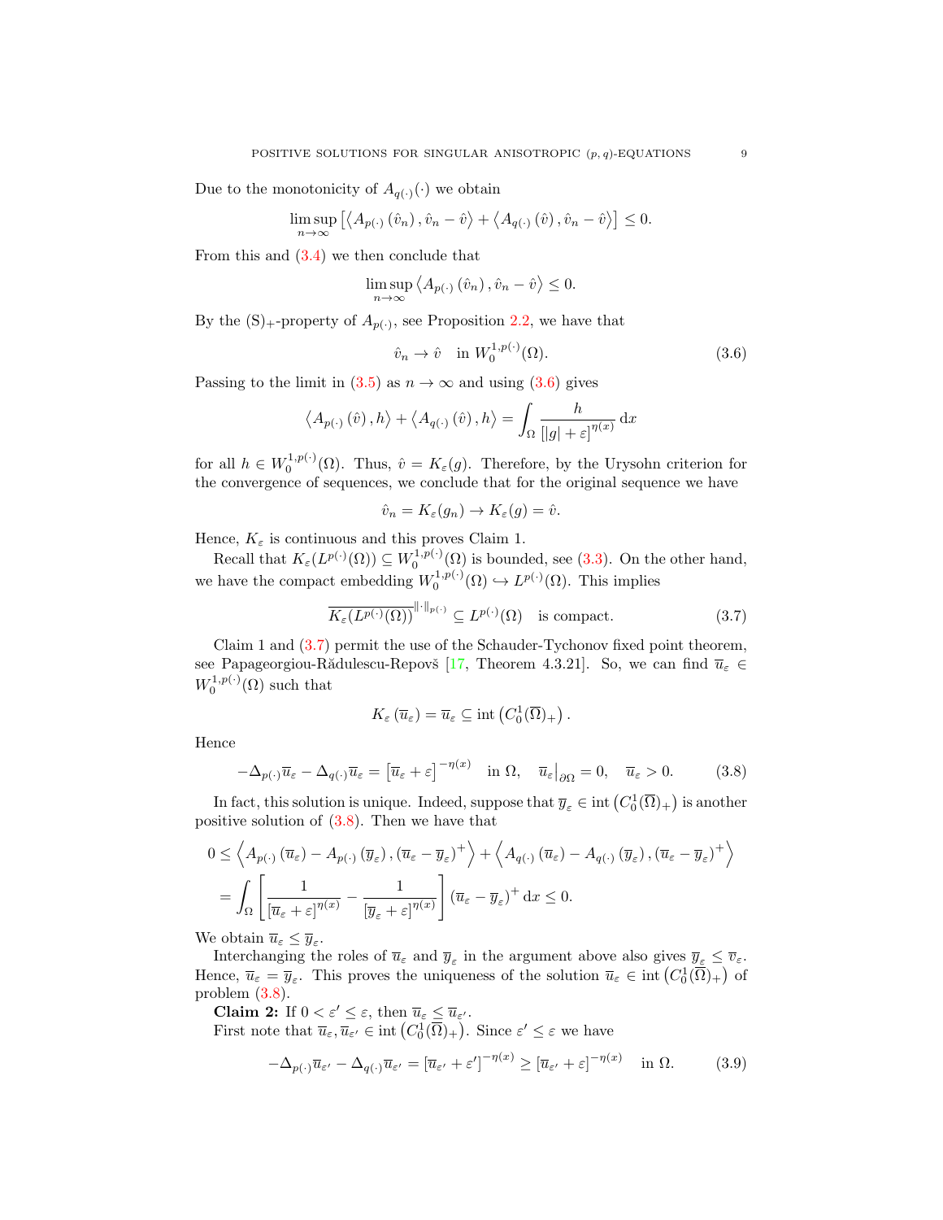Due to the monotonicity of $A_{q(\cdot)}(\cdot)$ we obtain

$$\limsup_{n\to\infty} \left[\left\langle A_{p(\cdot)}\left(\hat{v}_n\right), \hat{v}_n - \hat{v}\right\rangle + \left\langle A_{q(\cdot)}\left(\hat{v}\right), \hat{v}_n - \hat{v}\right\rangle\right] \leq 0.$$

From this and (3.4) we then conclude that

$$\limsup_{n\to\infty} \left\langle A_{p(\cdot)}\left(\hat{v}_n\right), \hat{v}_n - \hat{v}\right\rangle \leq 0.$$

By the $(\mathrm{S})_+$-property of $A_{p(\cdot)}$, see Proposition 2.2, we have that

$$\hat{v}_n \to \hat{v} \quad \text{in } W_0^{1,p(\cdot)}(\Omega). \tag{3.6}$$

Passing to the limit in (3.5) as $n \to \infty$ and using (3.6) gives

$$\left\langle A_{p(\cdot)}\left(\hat{v}\right), h\right\rangle + \left\langle A_{q(\cdot)}\left(\hat{v}\right), h\right\rangle = \int_\Omega \frac{h}{\left[|g| + \varepsilon\right]^{\eta(x)}}\,\mathrm{d}x$$

for all $h \in W_0^{1,p(\cdot)}(\Omega)$. Thus, $\hat{v} = K_\varepsilon(g)$. Therefore, by the Urysohn criterion for the convergence of sequences, we conclude that for the original sequence we have

$$\hat{v}_n = K_\varepsilon(g_n) \to K_\varepsilon(g) = \hat{v}.$$

Hence, $K_\varepsilon$ is continuous and this proves Claim 1.

Recall that $K_\varepsilon(L^{p(\cdot)}(\Omega)) \subseteq W_0^{1,p(\cdot)}(\Omega)$ is bounded, see (3.3). On the other hand, we have the compact embedding $W_0^{1,p(\cdot)}(\Omega) \hookrightarrow L^{p(\cdot)}(\Omega)$. This implies

$$\overline{K_\varepsilon(L^{p(\cdot)}(\Omega))}^{\|\cdot\|_{p(\cdot)}} \subseteq L^{p(\cdot)}(\Omega) \quad \text{is compact.} \tag{3.7}$$

Claim 1 and (3.7) permit the use of the Schauder-Tychonov fixed point theorem, see Papageorgiou-Rădulescu-Repovš [17, Theorem 4.3.21]. So, we can find $\overline{u}_\varepsilon \in W_0^{1,p(\cdot)}(\Omega)$ such that

$$K_\varepsilon\left(\overline{u}_\varepsilon\right) = \overline{u}_\varepsilon \subseteq \operatorname{int}\left(C_0^1(\overline{\Omega})_+\right).$$

Hence

$$-\Delta_{p(\cdot)}\overline{u}_\varepsilon - \Delta_{q(\cdot)}\overline{u}_\varepsilon = \left[\overline{u}_\varepsilon + \varepsilon\right]^{-\eta(x)} \quad \text{in } \Omega, \quad \overline{u}_\varepsilon\big|_{\partial\Omega} = 0, \quad \overline{u}_\varepsilon > 0. \tag{3.8}$$

In fact, this solution is unique. Indeed, suppose that $\overline{y}_\varepsilon \in \operatorname{int}\left(C_0^1(\overline{\Omega})_+\right)$ is another positive solution of (3.8). Then we have that

$$\begin{aligned}
0 &\leq \left\langle A_{p(\cdot)}\left(\overline{u}_\varepsilon\right) - A_{p(\cdot)}\left(\overline{y}_\varepsilon\right), \left(\overline{u}_\varepsilon - \overline{y}_\varepsilon\right)^+\right\rangle + \left\langle A_{q(\cdot)}\left(\overline{u}_\varepsilon\right) - A_{q(\cdot)}\left(\overline{y}_\varepsilon\right), \left(\overline{u}_\varepsilon - \overline{y}_\varepsilon\right)^+\right\rangle \\
&= \int_\Omega \left[\frac{1}{\left[\overline{u}_\varepsilon + \varepsilon\right]^{\eta(x)}} - \frac{1}{\left[\overline{y}_\varepsilon + \varepsilon\right]^{\eta(x)}}\right]\left(\overline{u}_\varepsilon - \overline{y}_\varepsilon\right)^+\,\mathrm{d}x \leq 0.
\end{aligned}$$

We obtain $\overline{u}_\varepsilon \leq \overline{y}_\varepsilon$.

Interchanging the roles of $\overline{u}_\varepsilon$ and $\overline{y}_\varepsilon$ in the argument above also gives $\overline{y}_\varepsilon \leq \overline{v}_\varepsilon$. Hence, $\overline{u}_\varepsilon = \overline{y}_\varepsilon$. This proves the uniqueness of the solution $\overline{u}_\varepsilon \in \operatorname{int}\left(C_0^1(\overline{\Omega})_+\right)$ of problem (3.8).

**Claim 2:** If $0 < \varepsilon' \leq \varepsilon$, then $\overline{u}_\varepsilon \leq \overline{u}_{\varepsilon'}$.

First note that $\overline{u}_\varepsilon, \overline{u}_{\varepsilon'} \in \operatorname{int}\left(C_0^1(\overline{\Omega})_+\right)$. Since $\varepsilon' \leq \varepsilon$ we have

$$-\Delta_{p(\cdot)}\overline{u}_{\varepsilon'} - \Delta_{q(\cdot)}\overline{u}_{\varepsilon'} = \left[\overline{u}_{\varepsilon'} + \varepsilon'\right]^{-\eta(x)} \geq \left[\overline{u}_{\varepsilon'} + \varepsilon\right]^{-\eta(x)} \quad \text{in } \Omega. \tag{3.9}$$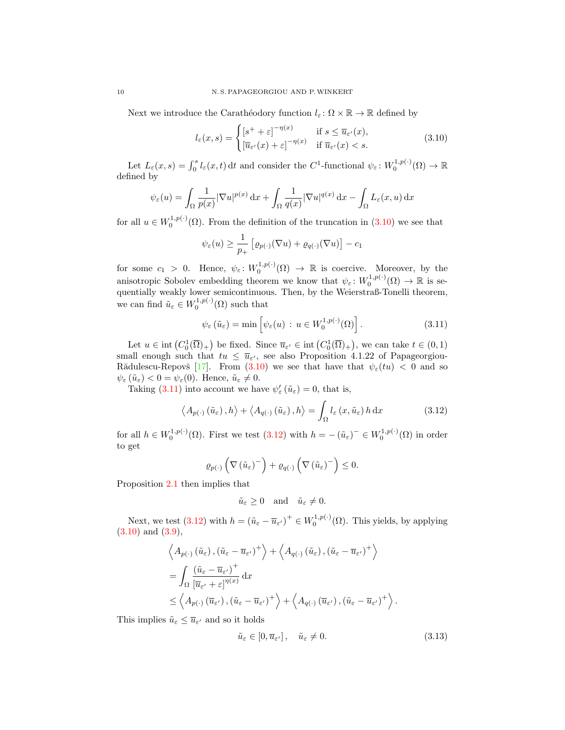Next we introduce the Carathéodory function $l_\varepsilon \colon \Omega \times \mathbb{R} \to \mathbb{R}$ defined by

$$
l_\varepsilon(x,s) = \begin{cases} \left[s^+ + \varepsilon\right]^{-\eta(x)} & \text{if } s \le \overline{u}_{\varepsilon'}(x), \\ \left[\overline{u}_{\varepsilon'}(x) + \varepsilon\right]^{-\eta(x)} & \text{if } \overline{u}_{\varepsilon'}(x) < s. \end{cases} \tag{3.10}
$$

Let $L_\varepsilon(x,s) = \int_0^s l_\varepsilon(x,t)\,\mathrm{d}t$ and consider the $C^1$-functional $\psi_\varepsilon \colon W_0^{1,p(\cdot)}(\Omega) \to \mathbb{R}$ defined by

$$
\psi_\varepsilon(u) = \int_\Omega \frac{1}{p(x)} |\nabla u|^{p(x)}\,\mathrm{d}x + \int_\Omega \frac{1}{q(x)} |\nabla u|^{q(x)}\,\mathrm{d}x - \int_\Omega L_\varepsilon(x,u)\,\mathrm{d}x
$$

for all $u \in W_0^{1,p(\cdot)}(\Omega)$. From the definition of the truncation in (3.10) we see that

$$
\psi_\varepsilon(u) \ge \frac{1}{p_+}\left[\varrho_{p(\cdot)}(\nabla u) + \varrho_{q(\cdot)}(\nabla u)\right] - c_1
$$

for some $c_1 > 0$. Hence, $\psi_\varepsilon \colon W_0^{1,p(\cdot)}(\Omega) \to \mathbb{R}$ is coercive. Moreover, by the anisotropic Sobolev embedding theorem we know that $\psi_\varepsilon \colon W_0^{1,p(\cdot)}(\Omega) \to \mathbb{R}$ is sequentially weakly lower semicontinuous. Then, by the Weierstraß-Tonelli theorem, we can find $\tilde{u}_\varepsilon \in W_0^{1,p(\cdot)}(\Omega)$ such that

$$
\psi_\varepsilon\left(\tilde{u}_\varepsilon\right) = \min\left[\psi_\varepsilon(u) \,:\, u \in W_0^{1,p(\cdot)}(\Omega)\right]. \tag{3.11}
$$

Let $u \in \operatorname{int}\left(C_0^1(\overline{\Omega})_+\right)$ be fixed. Since $\overline{u}_{\varepsilon'} \in \operatorname{int}\left(C_0^1(\overline{\Omega})_+\right)$, we can take $t \in (0,1)$ small enough such that $tu \le \overline{u}_{\varepsilon'}$, see also Proposition 4.1.22 of Papageorgiou-Rădulescu-Repovš [17]. From (3.10) we see that have that $\psi_\varepsilon(tu) < 0$ and so $\psi_\varepsilon\left(\tilde{u}_\varepsilon\right) < 0 = \psi_\varepsilon(0)$. Hence, $\tilde{u}_\varepsilon \neq 0$.

Taking (3.11) into account we have $\psi_\varepsilon'\left(\tilde{u}_\varepsilon\right) = 0$, that is,

$$
\left\langle A_{p(\cdot)}\left(\tilde{u}_\varepsilon\right), h\right\rangle + \left\langle A_{q(\cdot)}\left(\tilde{u}_\varepsilon\right), h\right\rangle = \int_\Omega l_\varepsilon\left(x, \tilde{u}_\varepsilon\right) h\,\mathrm{d}x \tag{3.12}
$$

for all $h \in W_0^{1,p(\cdot)}(\Omega)$. First we test (3.12) with $h = -\left(\tilde{u}_\varepsilon\right)^- \in W_0^{1,p(\cdot)}(\Omega)$ in order to get

$$
\varrho_{p(\cdot)}\left(\nabla\left(\tilde{u}_\varepsilon\right)^-\right) + \varrho_{q(\cdot)}\left(\nabla\left(\tilde{u}_\varepsilon\right)^-\right) \le 0.
$$

Proposition 2.1 then implies that

$$
\tilde{u}_\varepsilon \ge 0 \quad \text{and} \quad \tilde{u}_\varepsilon \neq 0.
$$

Next, we test (3.12) with $h = \left(\tilde{u}_\varepsilon - \overline{u}_{\varepsilon'}\right)^+ \in W_0^{1,p(\cdot)}(\Omega)$. This yields, by applying (3.10) and (3.9),

$$
\begin{aligned}
&\left\langle A_{p(\cdot)}\left(\tilde{u}_\varepsilon\right), \left(\tilde{u}_\varepsilon - \overline{u}_{\varepsilon'}\right)^+\right\rangle + \left\langle A_{q(\cdot)}\left(\tilde{u}_\varepsilon\right), \left(\tilde{u}_\varepsilon - \overline{u}_{\varepsilon'}\right)^+\right\rangle \\
&= \int_\Omega \frac{\left(\tilde{u}_\varepsilon - \overline{u}_{\varepsilon'}\right)^+}{\left[\overline{u}_{\varepsilon'} + \varepsilon\right]^{\eta(x)}}\,\mathrm{d}x \\
&\le \left\langle A_{p(\cdot)}\left(\overline{u}_{\varepsilon'}\right), \left(\tilde{u}_\varepsilon - \overline{u}_{\varepsilon'}\right)^+\right\rangle + \left\langle A_{q(\cdot)}\left(\overline{u}_{\varepsilon'}\right), \left(\tilde{u}_\varepsilon - \overline{u}_{\varepsilon'}\right)^+\right\rangle.
\end{aligned}
$$

This implies $\tilde{u}_\varepsilon \le \overline{u}_{\varepsilon'}$ and so it holds

$$
\tilde{u}_\varepsilon \in \left[0, \overline{u}_{\varepsilon'}\right], \quad \tilde{u}_\varepsilon \neq 0. \tag{3.13}
$$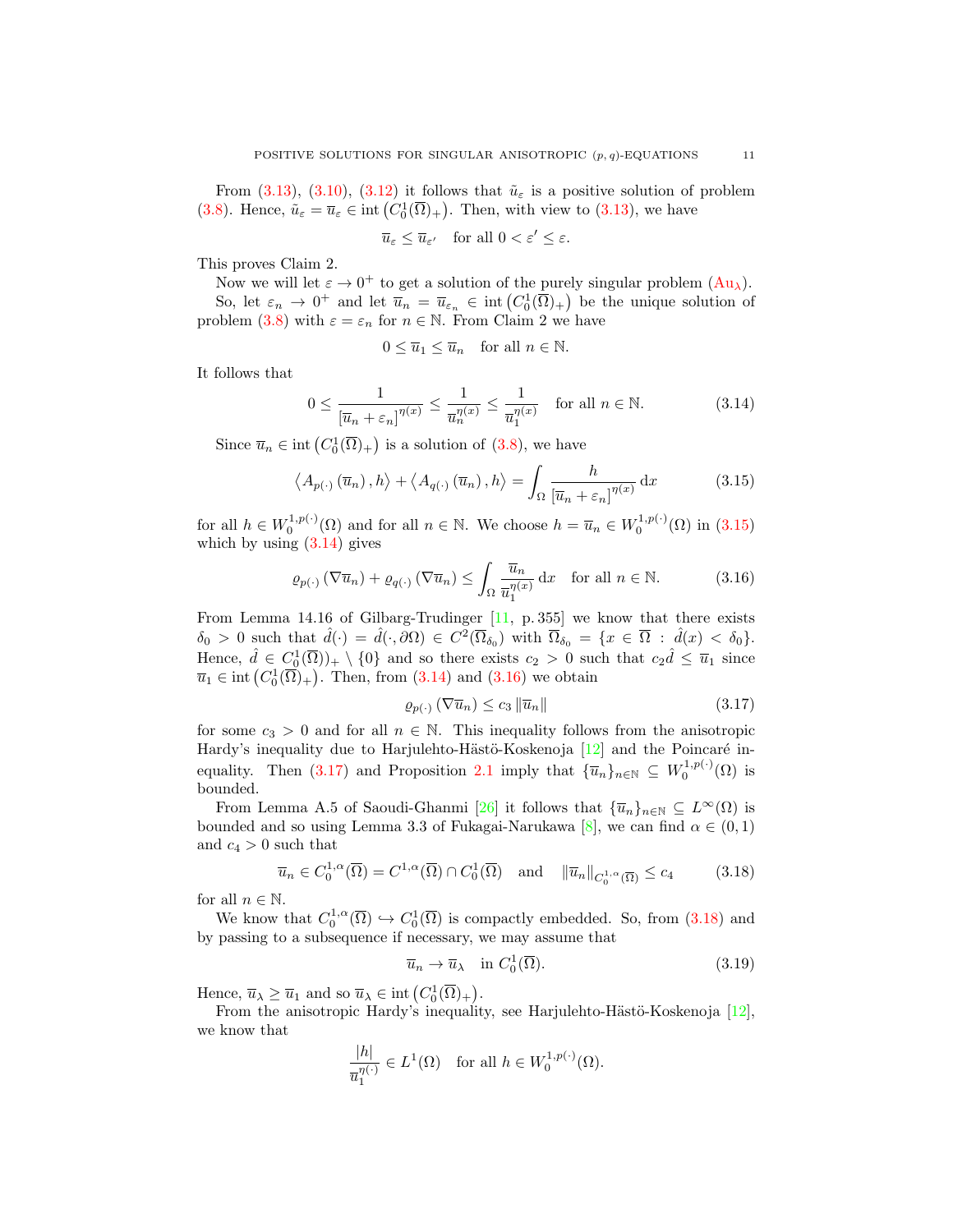From (3.13), (3.10), (3.12) it follows that $\tilde{u}_\varepsilon$ is a positive solution of problem (3.8). Hence, $\tilde{u}_\varepsilon = \overline{u}_\varepsilon \in \operatorname{int}\left(C_0^1(\overline{\Omega})_+\right)$. Then, with view to (3.13), we have

$$\overline{u}_\varepsilon \leq \overline{u}_{\varepsilon'} \quad \text{for all } 0 < \varepsilon' \leq \varepsilon.$$

This proves Claim 2.

Now we will let $\varepsilon \to 0^+$ to get a solution of the purely singular problem (Au$_\lambda$).

So, let $\varepsilon_n \to 0^+$ and let $\overline{u}_n = \overline{u}_{\varepsilon_n} \in \operatorname{int}\left(C_0^1(\overline{\Omega})_+\right)$ be the unique solution of problem (3.8) with $\varepsilon = \varepsilon_n$ for $n \in \mathbb{N}$. From Claim 2 we have

$$0 \leq \overline{u}_1 \leq \overline{u}_n \quad \text{for all } n \in \mathbb{N}.$$

It follows that

$$0 \leq \frac{1}{\left[\overline{u}_n + \varepsilon_n\right]^{\eta(x)}} \leq \frac{1}{\overline{u}_n^{\eta(x)}} \leq \frac{1}{\overline{u}_1^{\eta(x)}} \quad \text{for all } n \in \mathbb{N}. \tag{3.14}$$

Since $\overline{u}_n \in \operatorname{int}\left(C_0^1(\overline{\Omega})_+\right)$ is a solution of (3.8), we have

$$\left\langle A_{p(\cdot)}\left(\overline{u}_n\right), h\right\rangle + \left\langle A_{q(\cdot)}\left(\overline{u}_n\right), h\right\rangle = \int_\Omega \frac{h}{\left[\overline{u}_n + \varepsilon_n\right]^{\eta(x)}} \,\mathrm{d}x \tag{3.15}$$

for all $h \in W_0^{1,p(\cdot)}(\Omega)$ and for all $n \in \mathbb{N}$. We choose $h = \overline{u}_n \in W_0^{1,p(\cdot)}(\Omega)$ in (3.15) which by using (3.14) gives

$$\varrho_{p(\cdot)}\left(\nabla \overline{u}_n\right) + \varrho_{q(\cdot)}\left(\nabla \overline{u}_n\right) \leq \int_\Omega \frac{\overline{u}_n}{\overline{u}_1^{\eta(x)}} \,\mathrm{d}x \quad \text{for all } n \in \mathbb{N}. \tag{3.16}$$

From Lemma 14.16 of Gilbarg-Trudinger [11, p. 355] we know that there exists $\delta_0 > 0$ such that $\hat{d}(\cdot) = \hat{d}(\cdot, \partial\Omega) \in C^2(\overline{\Omega}_{\delta_0})$ with $\overline{\Omega}_{\delta_0} = \{x \in \overline{\Omega} : \hat{d}(x) < \delta_0\}$. Hence, $\hat{d} \in C_0^1(\overline{\Omega}))_+ \setminus \{0\}$ and so there exists $c_2 > 0$ such that $c_2 \hat{d} \leq \overline{u}_1$ since $\overline{u}_1 \in \operatorname{int}\left(C_0^1(\overline{\Omega})_+\right)$. Then, from (3.14) and (3.16) we obtain

$$\varrho_{p(\cdot)}\left(\nabla \overline{u}_n\right) \leq c_3 \left\|\overline{u}_n\right\| \tag{3.17}$$

for some $c_3 > 0$ and for all $n \in \mathbb{N}$. This inequality follows from the anisotropic Hardy's inequality due to Harjulehto-Hästö-Koskenoja [12] and the Poincaré inequality. Then (3.17) and Proposition 2.1 imply that $\{\overline{u}_n\}_{n \in \mathbb{N}} \subseteq W_0^{1,p(\cdot)}(\Omega)$ is bounded.

From Lemma A.5 of Saoudi-Ghanmi [26] it follows that $\{\overline{u}_n\}_{n \in \mathbb{N}} \subseteq L^\infty(\Omega)$ is bounded and so using Lemma 3.3 of Fukagai-Narukawa [8], we can find $\alpha \in (0,1)$ and $c_4 > 0$ such that

$$\overline{u}_n \in C_0^{1,\alpha}(\overline{\Omega}) = C^{1,\alpha}(\overline{\Omega}) \cap C_0^1(\overline{\Omega}) \quad \text{and} \quad \left\|\overline{u}_n\right\|_{C_0^{1,\alpha}(\overline{\Omega})} \leq c_4 \tag{3.18}$$

for all $n \in \mathbb{N}$.

We know that $C_0^{1,\alpha}(\overline{\Omega}) \hookrightarrow C_0^1(\overline{\Omega})$ is compactly embedded. So, from (3.18) and by passing to a subsequence if necessary, we may assume that

$$\overline{u}_n \to \overline{u}_\lambda \quad \text{in } C_0^1(\overline{\Omega}). \tag{3.19}$$

Hence, $\overline{u}_\lambda \geq \overline{u}_1$ and so $\overline{u}_\lambda \in \operatorname{int}\left(C_0^1(\overline{\Omega})_+\right)$.

From the anisotropic Hardy's inequality, see Harjulehto-Hästö-Koskenoja [12], we know that

$$\frac{|h|}{\overline{u}_1^{\eta(\cdot)}} \in L^1(\Omega) \quad \text{for all } h \in W_0^{1,p(\cdot)}(\Omega).$$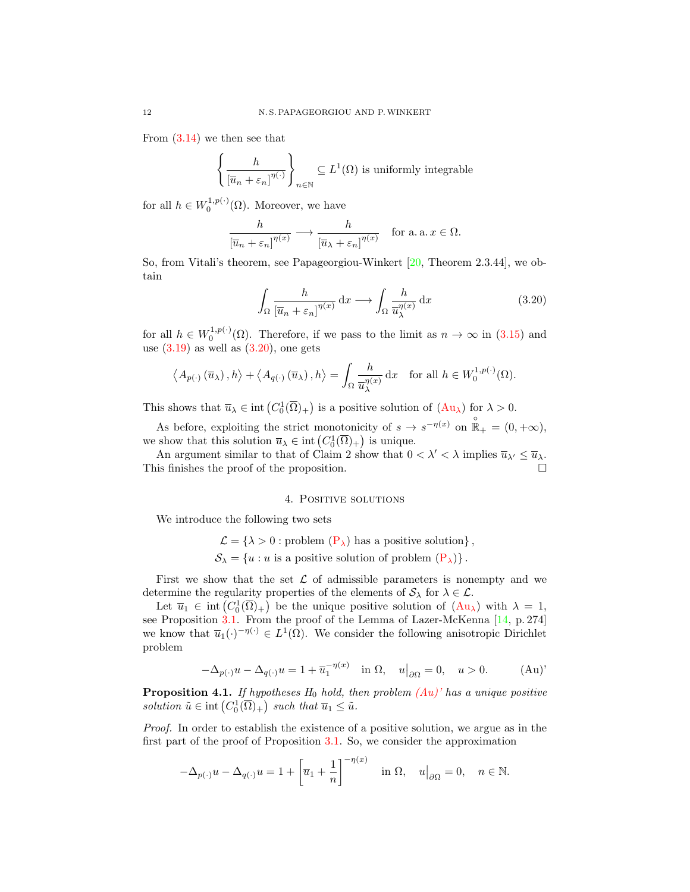From (3.14) we then see that

$$\left\{ \frac{h}{\left[\overline{u}_n + \varepsilon_n\right]^{\eta(\cdot)}} \right\}_{n\in\mathbb{N}} \subseteq L^1(\Omega) \text{ is uniformly integrable}$$

for all $h \in W_0^{1,p(\cdot)}(\Omega)$. Moreover, we have

$$\frac{h}{\left[\overline{u}_n + \varepsilon_n\right]^{\eta(x)}} \longrightarrow \frac{h}{\left[\overline{u}_\lambda + \varepsilon_n\right]^{\eta(x)}} \quad \text{for a. a. } x \in \Omega.$$

So, from Vitali's theorem, see Papageorgiou-Winkert [20, Theorem 2.3.44], we obtain

$$\int_\Omega \frac{h}{\left[\overline{u}_n + \varepsilon_n\right]^{\eta(x)}} \,\mathrm{d}x \longrightarrow \int_\Omega \frac{h}{\overline{u}_\lambda^{\eta(x)}} \,\mathrm{d}x \tag{3.20}$$

for all $h \in W_0^{1,p(\cdot)}(\Omega)$. Therefore, if we pass to the limit as $n \to \infty$ in (3.15) and use (3.19) as well as (3.20), one gets

$$\left\langle A_{p(\cdot)}\left(\overline{u}_\lambda\right), h\right\rangle + \left\langle A_{q(\cdot)}\left(\overline{u}_\lambda\right), h\right\rangle = \int_\Omega \frac{h}{\overline{u}_\lambda^{\eta(x)}} \,\mathrm{d}x \quad \text{for all } h \in W_0^{1,p(\cdot)}(\Omega).$$

This shows that $\overline{u}_\lambda \in \operatorname{int}\left(C_0^1(\overline{\Omega})_+\right)$ is a positive solution of ($\mathrm{Au}_\lambda$) for $\lambda > 0$.

As before, exploiting the strict monotonicity of $s \to s^{-\eta(x)}$ on $\overset{\circ}{\mathbb{R}}_+ = (0, +\infty)$, we show that this solution $\overline{u}_\lambda \in \operatorname{int}\left(C_0^1(\overline{\Omega})_+\right)$ is unique.

An argument similar to that of Claim 2 show that $0 < \lambda' < \lambda$ implies $\overline{u}_{\lambda'} \leq \overline{u}_\lambda$. This finishes the proof of the proposition. $\square$

## 4. Positive solutions

We introduce the following two sets

$$\mathcal{L} = \{\lambda > 0 : \text{problem } (\mathrm{P}_\lambda) \text{ has a positive solution}\},$$
$$\mathcal{S}_\lambda = \{u : u \text{ is a positive solution of problem } (\mathrm{P}_\lambda)\}.$$

First we show that the set $\mathcal{L}$ of admissible parameters is nonempty and we determine the regularity properties of the elements of $\mathcal{S}_\lambda$ for $\lambda \in \mathcal{L}$.

Let $\overline{u}_1 \in \operatorname{int}\left(C_0^1(\overline{\Omega})_+\right)$ be the unique positive solution of ($\mathrm{Au}_\lambda$) with $\lambda = 1$, see Proposition 3.1. From the proof of the Lemma of Lazer-McKenna [14, p. 274] we know that $\overline{u}_1(\cdot)^{-\eta(\cdot)} \in L^1(\Omega)$. We consider the following anisotropic Dirichlet problem

$$-\Delta_{p(\cdot)} u - \Delta_{q(\cdot)} u = 1 + \overline{u}_1^{-\eta(x)} \quad \text{in } \Omega, \quad u\big|_{\partial\Omega} = 0, \quad u > 0. \tag{Au)'}$$

**Proposition 4.1.** *If hypotheses $H_0$ hold, then problem (Au)' has a unique positive solution $\tilde{u} \in \operatorname{int}\left(C_0^1(\overline{\Omega})_+\right)$ such that $\overline{u}_1 \leq \tilde{u}$.*

*Proof.* In order to establish the existence of a positive solution, we argue as in the first part of the proof of Proposition 3.1. So, we consider the approximation

$$-\Delta_{p(\cdot)} u - \Delta_{q(\cdot)} u = 1 + \left[\overline{u}_1 + \frac{1}{n}\right]^{-\eta(x)} \quad \text{in } \Omega, \quad u\big|_{\partial\Omega} = 0, \quad n \in \mathbb{N}.$$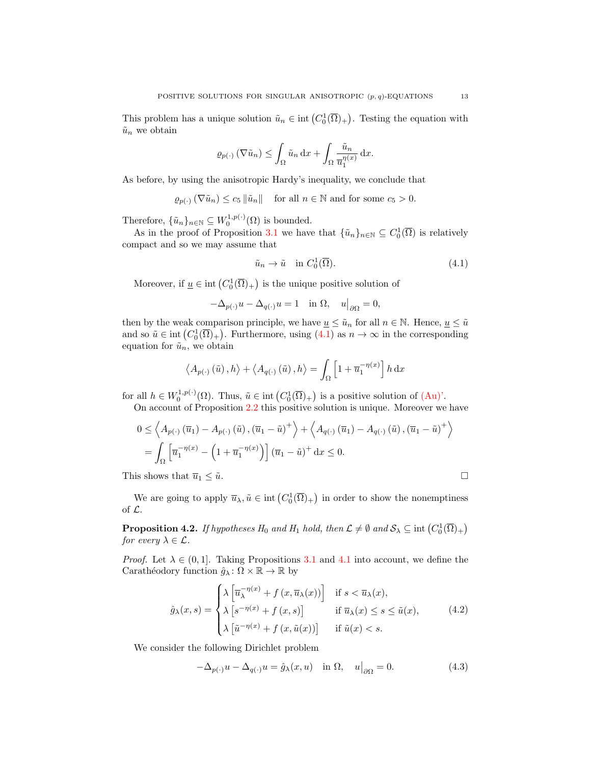This problem has a unique solution $\tilde{u}_n \in \operatorname{int}\left(C_0^1(\overline{\Omega})_+\right)$. Testing the equation with $\tilde{u}_n$ we obtain

$$\varrho_{p(\cdot)}\left(\nabla \tilde{u}_n\right) \leq \int_\Omega \tilde{u}_n \,\mathrm{d}x + \int_\Omega \frac{\tilde{u}_n}{\overline{u}_1^{\eta(x)}} \,\mathrm{d}x.$$

As before, by using the anisotropic Hardy's inequality, we conclude that

$$\varrho_{p(\cdot)}\left(\nabla \tilde{u}_n\right) \leq c_5 \left\|\tilde{u}_n\right\| \quad \text{for all } n \in \mathbb{N} \text{ and for some } c_5 > 0.$$

Therefore, $\{\tilde{u}_n\}_{n\in\mathbb{N}} \subseteq W_0^{1,p(\cdot)}(\Omega)$ is bounded.

As in the proof of Proposition 3.1 we have that $\{\tilde{u}_n\}_{n\in\mathbb{N}} \subseteq C_0^1(\overline{\Omega})$ is relatively compact and so we may assume that

$$\tilde{u}_n \to \tilde{u} \quad \text{in } C_0^1(\overline{\Omega}). \tag{4.1}$$

Moreover, if $\underline{u} \in \operatorname{int}\left(C_0^1(\overline{\Omega})_+\right)$ is the unique positive solution of

$$-\Delta_{p(\cdot)} u - \Delta_{q(\cdot)} u = 1 \quad \text{in } \Omega, \quad u\big|_{\partial\Omega} = 0,$$

then by the weak comparison principle, we have $\underline{u} \leq \tilde{u}_n$ for all $n \in \mathbb{N}$. Hence, $\underline{u} \leq \tilde{u}$ and so $\tilde{u} \in \operatorname{int}\left(C_0^1(\overline{\Omega})_+\right)$. Furthermore, using (4.1) as $n \to \infty$ in the corresponding equation for $\tilde{u}_n$, we obtain

$$\left\langle A_{p(\cdot)}\left(\tilde{u}\right), h\right\rangle + \left\langle A_{q(\cdot)}\left(\tilde{u}\right), h\right\rangle = \int_\Omega \left[1 + \overline{u}_1^{-\eta(x)}\right] h \,\mathrm{d}x$$

for all $h \in W_0^{1,p(\cdot)}(\Omega)$. Thus, $\tilde{u} \in \operatorname{int}\left(C_0^1(\overline{\Omega})_+\right)$ is a positive solution of (Au)'.

On account of Proposition 2.2 this positive solution is unique. Moreover we have

$$\begin{aligned}
0 &\leq \left\langle A_{p(\cdot)}\left(\overline{u}_1\right) - A_{p(\cdot)}\left(\tilde{u}\right), \left(\overline{u}_1 - \tilde{u}\right)^+\right\rangle + \left\langle A_{q(\cdot)}\left(\overline{u}_1\right) - A_{q(\cdot)}\left(\tilde{u}\right), \left(\overline{u}_1 - \tilde{u}\right)^+\right\rangle \\
&= \int_\Omega \left[\overline{u}_1^{-\eta(x)} - \left(1 + \overline{u}_1^{-\eta(x)}\right)\right] \left(\overline{u}_1 - \tilde{u}\right)^+ \mathrm{d}x \leq 0.
\end{aligned}$$

This shows that $\overline{u}_1 \leq \tilde{u}$. $\square$

We are going to apply $\overline{u}_\lambda, \tilde{u} \in \operatorname{int}\left(C_0^1(\overline{\Omega})_+\right)$ in order to show the nonemptiness of $\mathcal{L}$.

**Proposition 4.2.** *If hypotheses $H_0$ and $H_1$ hold, then $\mathcal{L} \neq \emptyset$ and $\mathcal{S}_\lambda \subseteq \operatorname{int}\left(C_0^1(\overline{\Omega})_+\right)$ for every $\lambda \in \mathcal{L}$.*

*Proof.* Let $\lambda \in (0,1]$. Taking Propositions 3.1 and 4.1 into account, we define the Carathéodory function $\hat{g}_\lambda \colon \Omega \times \mathbb{R} \to \mathbb{R}$ by

$$\hat{g}_\lambda(x,s) = \begin{cases} \lambda\left[\overline{u}_\lambda^{-\eta(x)} + f\left(x, \overline{u}_\lambda(x)\right)\right] & \text{if } s < \overline{u}_\lambda(x), \\ \lambda\left[s^{-\eta(x)} + f\left(x, s\right)\right] & \text{if } \overline{u}_\lambda(x) \leq s \leq \tilde{u}(x), \\ \lambda\left[\tilde{u}^{-\eta(x)} + f\left(x, \tilde{u}(x)\right)\right] & \text{if } \tilde{u}(x) < s. \end{cases} \tag{4.2}$$

We consider the following Dirichlet problem

$$-\Delta_{p(\cdot)} u - \Delta_{q(\cdot)} u = \hat{g}_\lambda(x,u) \quad \text{in } \Omega, \quad u\big|_{\partial\Omega} = 0. \tag{4.3}$$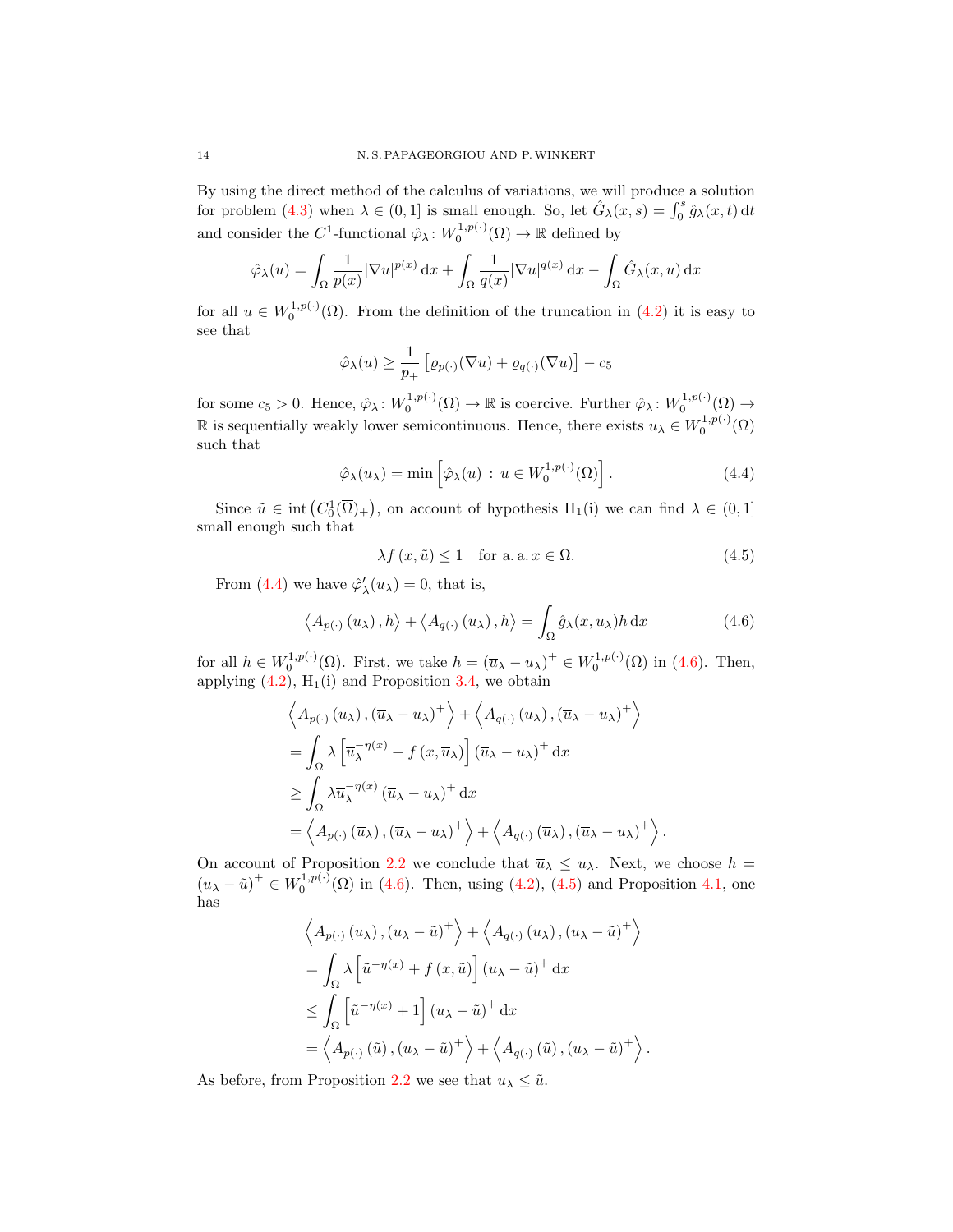By using the direct method of the calculus of variations, we will produce a solution for problem (4.3) when $\lambda \in (0,1]$ is small enough. So, let $\hat{G}_\lambda(x,s) = \int_0^s \hat{g}_\lambda(x,t)\,\mathrm{d}t$ and consider the $C^1$-functional $\hat{\varphi}_\lambda \colon W_0^{1,p(\cdot)}(\Omega) \to \mathbb{R}$ defined by

$$\hat{\varphi}_\lambda(u) = \int_\Omega \frac{1}{p(x)} |\nabla u|^{p(x)}\,\mathrm{d}x + \int_\Omega \frac{1}{q(x)} |\nabla u|^{q(x)}\,\mathrm{d}x - \int_\Omega \hat{G}_\lambda(x,u)\,\mathrm{d}x$$

for all $u \in W_0^{1,p(\cdot)}(\Omega)$. From the definition of the truncation in (4.2) it is easy to see that

$$\hat{\varphi}_\lambda(u) \geq \frac{1}{p_+} \left[ \varrho_{p(\cdot)}(\nabla u) + \varrho_{q(\cdot)}(\nabla u) \right] - c_5$$

for some $c_5 > 0$. Hence, $\hat{\varphi}_\lambda \colon W_0^{1,p(\cdot)}(\Omega) \to \mathbb{R}$ is coercive. Further $\hat{\varphi}_\lambda \colon W_0^{1,p(\cdot)}(\Omega) \to \mathbb{R}$ is sequentially weakly lower semicontinuous. Hence, there exists $u_\lambda \in W_0^{1,p(\cdot)}(\Omega)$ such that

$$\hat{\varphi}_\lambda(u_\lambda) = \min \left[ \hat{\varphi}_\lambda(u) \,:\, u \in W_0^{1,p(\cdot)}(\Omega) \right]. \tag{4.4}$$

Since $\tilde{u} \in \operatorname{int}\left(C_0^1(\overline{\Omega})_+\right)$, on account of hypothesis $\mathrm{H}_1$(i) we can find $\lambda \in (0,1]$ small enough such that

$$\lambda f(x, \tilde{u}) \leq 1 \quad \text{for a. a. } x \in \Omega. \tag{4.5}$$

From (4.4) we have $\hat{\varphi}_\lambda'(u_\lambda) = 0$, that is,

$$\left\langle A_{p(\cdot)}(u_\lambda), h \right\rangle + \left\langle A_{q(\cdot)}(u_\lambda), h \right\rangle = \int_\Omega \hat{g}_\lambda(x, u_\lambda) h\,\mathrm{d}x \tag{4.6}$$

for all $h \in W_0^{1,p(\cdot)}(\Omega)$. First, we take $h = (\overline{u}_\lambda - u_\lambda)^+ \in W_0^{1,p(\cdot)}(\Omega)$ in (4.6). Then, applying (4.2), $\mathrm{H}_1$(i) and Proposition 3.4, we obtain

$$\begin{aligned}
&\left\langle A_{p(\cdot)}(u_\lambda), (\overline{u}_\lambda - u_\lambda)^+ \right\rangle + \left\langle A_{q(\cdot)}(u_\lambda), (\overline{u}_\lambda - u_\lambda)^+ \right\rangle \\
&= \int_\Omega \lambda \left[ \overline{u}_\lambda^{-\eta(x)} + f(x, \overline{u}_\lambda) \right] (\overline{u}_\lambda - u_\lambda)^+ \,\mathrm{d}x \\
&\geq \int_\Omega \lambda \overline{u}_\lambda^{-\eta(x)} (\overline{u}_\lambda - u_\lambda)^+ \,\mathrm{d}x \\
&= \left\langle A_{p(\cdot)}(\overline{u}_\lambda), (\overline{u}_\lambda - u_\lambda)^+ \right\rangle + \left\langle A_{q(\cdot)}(\overline{u}_\lambda), (\overline{u}_\lambda - u_\lambda)^+ \right\rangle.
\end{aligned}$$

On account of Proposition 2.2 we conclude that $\overline{u}_\lambda \leq u_\lambda$. Next, we choose $h = (u_\lambda - \tilde{u})^+ \in W_0^{1,p(\cdot)}(\Omega)$ in (4.6). Then, using (4.2), (4.5) and Proposition 4.1, one has

$$\begin{aligned}
&\left\langle A_{p(\cdot)}(u_\lambda), (u_\lambda - \tilde{u})^+ \right\rangle + \left\langle A_{q(\cdot)}(u_\lambda), (u_\lambda - \tilde{u})^+ \right\rangle \\
&= \int_\Omega \lambda \left[ \tilde{u}^{-\eta(x)} + f(x, \tilde{u}) \right] (u_\lambda - \tilde{u})^+ \,\mathrm{d}x \\
&\leq \int_\Omega \left[ \tilde{u}^{-\eta(x)} + 1 \right] (u_\lambda - \tilde{u})^+ \,\mathrm{d}x \\
&= \left\langle A_{p(\cdot)}(\tilde{u}), (u_\lambda - \tilde{u})^+ \right\rangle + \left\langle A_{q(\cdot)}(\tilde{u}), (u_\lambda - \tilde{u})^+ \right\rangle.
\end{aligned}$$

As before, from Proposition 2.2 we see that $u_\lambda \leq \tilde{u}$.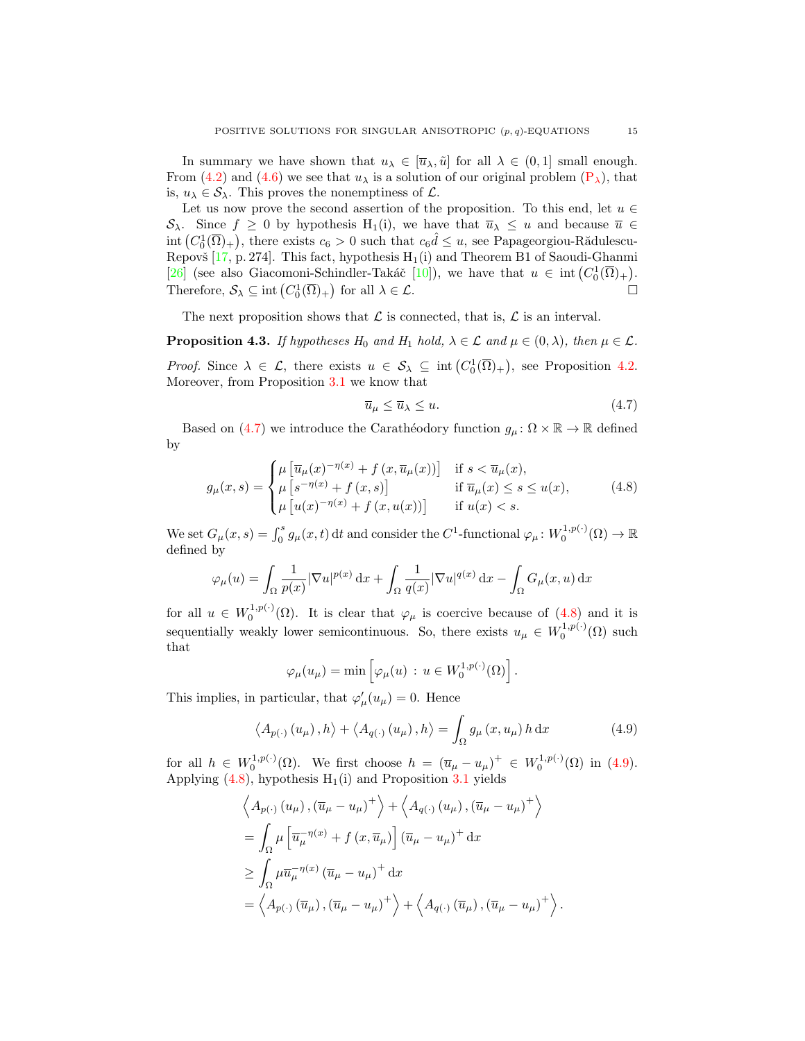In summary we have shown that $u_\lambda \in [\overline{u}_\lambda, \tilde{u}]$ for all $\lambda \in (0,1]$ small enough. From (4.2) and (4.6) we see that $u_\lambda$ is a solution of our original problem ($\text{P}_\lambda$), that is, $u_\lambda \in \mathcal{S}_\lambda$. This proves the nonemptiness of $\mathcal{L}$.

Let us now prove the second assertion of the proposition. To this end, let $u \in \mathcal{S}_\lambda$. Since $f \geq 0$ by hypothesis $\text{H}_1$(i), we have that $\overline{u}_\lambda \leq u$ and because $\overline{u} \in \operatorname{int}\left(C_0^1(\overline{\Omega})_+\right)$, there exists $c_6 > 0$ such that $c_6 \hat{d} \leq u$, see Papageorgiou-Rădulescu-Repovš [17, p. 274]. This fact, hypothesis $\text{H}_1$(i) and Theorem B1 of Saoudi-Ghanmi [26] (see also Giacomoni-Schindler-Takáč [10]), we have that $u \in \operatorname{int}\left(C_0^1(\overline{\Omega})_+\right)$. Therefore, $\mathcal{S}_\lambda \subseteq \operatorname{int}\left(C_0^1(\overline{\Omega})_+\right)$ for all $\lambda \in \mathcal{L}$. $\square$

The next proposition shows that $\mathcal{L}$ is connected, that is, $\mathcal{L}$ is an interval.

**Proposition 4.3.** *If hypotheses $H_0$ and $H_1$ hold, $\lambda \in \mathcal{L}$ and $\mu \in (0, \lambda)$, then $\mu \in \mathcal{L}$.*

*Proof.* Since $\lambda \in \mathcal{L}$, there exists $u \in \mathcal{S}_\lambda \subseteq \operatorname{int}\left(C_0^1(\overline{\Omega})_+\right)$, see Proposition 4.2. Moreover, from Proposition 3.1 we know that

$$\overline{u}_\mu \leq \overline{u}_\lambda \leq u. \tag{4.7}$$

Based on (4.7) we introduce the Carathéodory function $g_\mu \colon \Omega \times \mathbb{R} \to \mathbb{R}$ defined by

$$g_\mu(x,s) = \begin{cases} \mu\left[\overline{u}_\mu(x)^{-\eta(x)} + f\left(x, \overline{u}_\mu(x)\right)\right] & \text{if } s < \overline{u}_\mu(x), \\ \mu\left[s^{-\eta(x)} + f\left(x, s\right)\right] & \text{if } \overline{u}_\mu(x) \leq s \leq u(x), \\ \mu\left[u(x)^{-\eta(x)} + f\left(x, u(x)\right)\right] & \text{if } u(x) < s. \end{cases} \tag{4.8}$$

We set $G_\mu(x,s) = \int_0^s g_\mu(x,t)\,\mathrm{d}t$ and consider the $C^1$-functional $\varphi_\mu \colon W_0^{1,p(\cdot)}(\Omega) \to \mathbb{R}$ defined by

$$\varphi_\mu(u) = \int_\Omega \frac{1}{p(x)} |\nabla u|^{p(x)}\,\mathrm{d}x + \int_\Omega \frac{1}{q(x)} |\nabla u|^{q(x)}\,\mathrm{d}x - \int_\Omega G_\mu(x,u)\,\mathrm{d}x$$

for all $u \in W_0^{1,p(\cdot)}(\Omega)$. It is clear that $\varphi_\mu$ is coercive because of (4.8) and it is sequentially weakly lower semicontinuous. So, there exists $u_\mu \in W_0^{1,p(\cdot)}(\Omega)$ such that

$$\varphi_\mu(u_\mu) = \min\left[\varphi_\mu(u) \,:\, u \in W_0^{1,p(\cdot)}(\Omega)\right].$$

This implies, in particular, that $\varphi_\mu'(u_\mu) = 0$. Hence

$$\left\langle A_{p(\cdot)}\left(u_\mu\right), h\right\rangle + \left\langle A_{q(\cdot)}\left(u_\mu\right), h\right\rangle = \int_\Omega g_\mu\left(x, u_\mu\right) h\,\mathrm{d}x \tag{4.9}$$

for all $h \in W_0^{1,p(\cdot)}(\Omega)$. We first choose $h = \left(\overline{u}_\mu - u_\mu\right)^+ \in W_0^{1,p(\cdot)}(\Omega)$ in (4.9). Applying (4.8), hypothesis $\text{H}_1$(i) and Proposition 3.1 yields

$$\begin{aligned}
&\left\langle A_{p(\cdot)}\left(u_\mu\right), \left(\overline{u}_\mu - u_\mu\right)^+\right\rangle + \left\langle A_{q(\cdot)}\left(u_\mu\right), \left(\overline{u}_\mu - u_\mu\right)^+\right\rangle \\
&= \int_\Omega \mu\left[\overline{u}_\mu^{-\eta(x)} + f\left(x, \overline{u}_\mu\right)\right]\left(\overline{u}_\mu - u_\mu\right)^+\,\mathrm{d}x \\
&\geq \int_\Omega \mu \overline{u}_\mu^{-\eta(x)}\left(\overline{u}_\mu - u_\mu\right)^+\,\mathrm{d}x \\
&= \left\langle A_{p(\cdot)}\left(\overline{u}_\mu\right), \left(\overline{u}_\mu - u_\mu\right)^+\right\rangle + \left\langle A_{q(\cdot)}\left(\overline{u}_\mu\right), \left(\overline{u}_\mu - u_\mu\right)^+\right\rangle.
\end{aligned}$$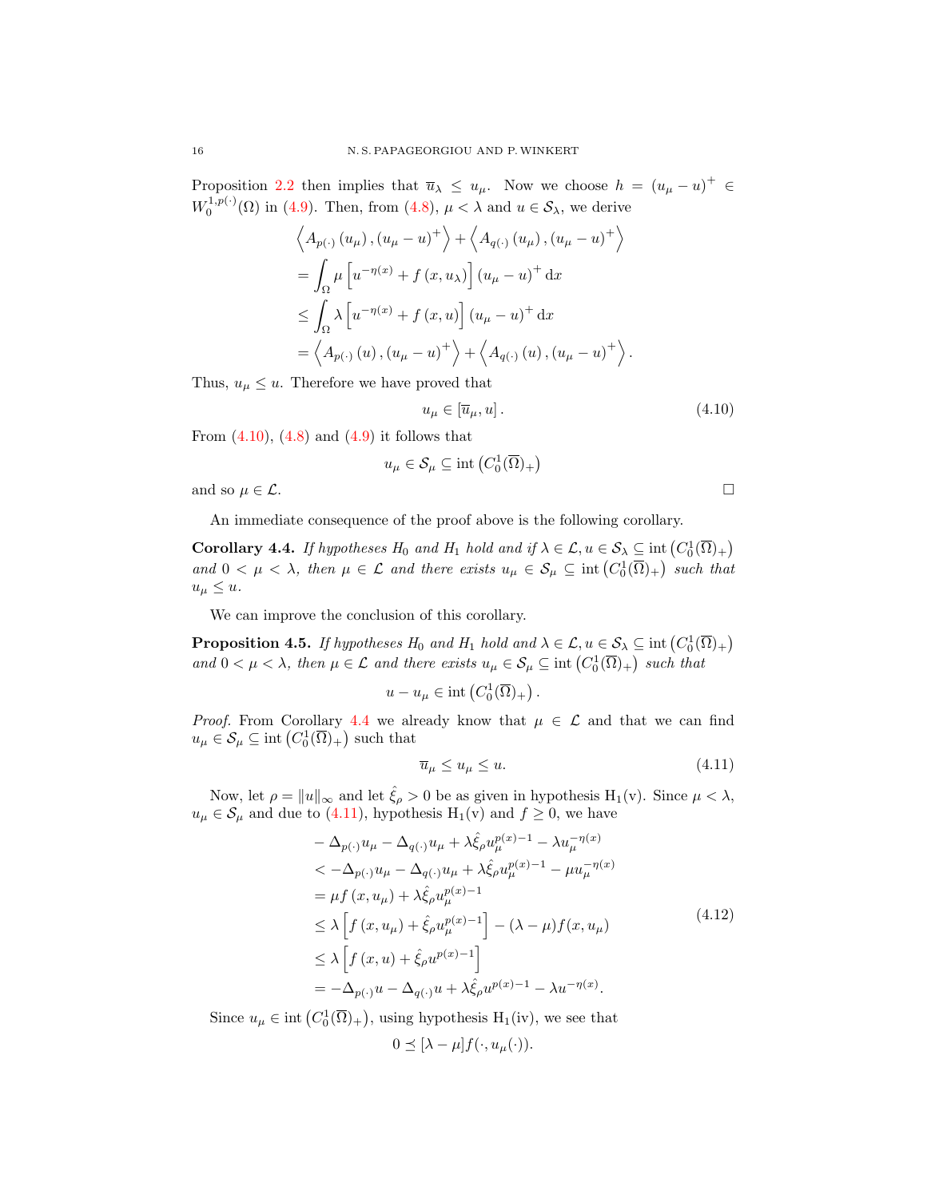Proposition 2.2 then implies that $\overline{u}_\lambda \leq u_\mu$. Now we choose $h = (u_\mu - u)^+ \in W_0^{1,p(\cdot)}(\Omega)$ in (4.9). Then, from (4.8), $\mu < \lambda$ and $u \in \mathcal{S}_\lambda$, we derive

$$\begin{aligned}
&\left\langle A_{p(\cdot)}\left(u_\mu\right), (u_\mu - u)^+ \right\rangle + \left\langle A_{q(\cdot)}\left(u_\mu\right), (u_\mu - u)^+ \right\rangle \\
&= \int_\Omega \mu \left[u^{-\eta(x)} + f\left(x, u_\lambda\right)\right] (u_\mu - u)^+ \,\mathrm{d}x \\
&\leq \int_\Omega \lambda \left[u^{-\eta(x)} + f\left(x, u\right)\right] (u_\mu - u)^+ \,\mathrm{d}x \\
&= \left\langle A_{p(\cdot)}\left(u\right), (u_\mu - u)^+ \right\rangle + \left\langle A_{q(\cdot)}\left(u\right), (u_\mu - u)^+ \right\rangle.
\end{aligned}$$

Thus, $u_\mu \leq u$. Therefore we have proved that

$$u_\mu \in \left[\overline{u}_\mu, u\right]. \tag{4.10}$$

From (4.10), (4.8) and (4.9) it follows that

$$u_\mu \in \mathcal{S}_\mu \subseteq \operatorname{int}\left(C_0^1(\overline{\Omega})_+\right)$$

and so $\mu \in \mathcal{L}$. □

An immediate consequence of the proof above is the following corollary.

**Corollary 4.4.** *If hypotheses $H_0$ and $H_1$ hold and if $\lambda \in \mathcal{L}, u \in \mathcal{S}_\lambda \subseteq \operatorname{int}\left(C_0^1(\overline{\Omega})_+\right)$ and $0 < \mu < \lambda$, then $\mu \in \mathcal{L}$ and there exists $u_\mu \in \mathcal{S}_\mu \subseteq \operatorname{int}\left(C_0^1(\overline{\Omega})_+\right)$ such that $u_\mu \leq u$.*

We can improve the conclusion of this corollary.

**Proposition 4.5.** *If hypotheses $H_0$ and $H_1$ hold and $\lambda \in \mathcal{L}, u \in \mathcal{S}_\lambda \subseteq \operatorname{int}\left(C_0^1(\overline{\Omega})_+\right)$ and $0 < \mu < \lambda$, then $\mu \in \mathcal{L}$ and there exists $u_\mu \in \mathcal{S}_\mu \subseteq \operatorname{int}\left(C_0^1(\overline{\Omega})_+\right)$ such that*

$$u - u_\mu \in \operatorname{int}\left(C_0^1(\overline{\Omega})_+\right).$$

*Proof.* From Corollary 4.4 we already know that $\mu \in \mathcal{L}$ and that we can find $u_\mu \in \mathcal{S}_\mu \subseteq \operatorname{int}\left(C_0^1(\overline{\Omega})_+\right)$ such that

$$\overline{u}_\mu \leq u_\mu \leq u. \tag{4.11}$$

Now, let $\rho = \|u\|_\infty$ and let $\hat{\xi}_\rho > 0$ be as given in hypothesis $\mathrm{H}_1$(v). Since $\mu < \lambda$, $u_\mu \in \mathcal{S}_\mu$ and due to (4.11), hypothesis $\mathrm{H}_1$(v) and $f \geq 0$, we have

$$\begin{aligned}
&-\Delta_{p(\cdot)} u_\mu - \Delta_{q(\cdot)} u_\mu + \lambda \hat{\xi}_\rho u_\mu^{p(x)-1} - \lambda u_\mu^{-\eta(x)} \\
&< -\Delta_{p(\cdot)} u_\mu - \Delta_{q(\cdot)} u_\mu + \lambda \hat{\xi}_\rho u_\mu^{p(x)-1} - \mu u_\mu^{-\eta(x)} \\
&= \mu f\left(x, u_\mu\right) + \lambda \hat{\xi}_\rho u_\mu^{p(x)-1} \\
&\leq \lambda \left[f\left(x, u_\mu\right) + \hat{\xi}_\rho u_\mu^{p(x)-1}\right] - (\lambda - \mu) f(x, u_\mu) \\
&\leq \lambda \left[f\left(x, u\right) + \hat{\xi}_\rho u^{p(x)-1}\right] \\
&= -\Delta_{p(\cdot)} u - \Delta_{q(\cdot)} u + \lambda \hat{\xi}_\rho u^{p(x)-1} - \lambda u^{-\eta(x)}.
\end{aligned} \tag{4.12}$$

Since $u_\mu \in \operatorname{int}\left(C_0^1(\overline{\Omega})_+\right)$, using hypothesis $\mathrm{H}_1$(iv), we see that

$$0 \preceq [\lambda - \mu] f(\cdot, u_\mu(\cdot)).$$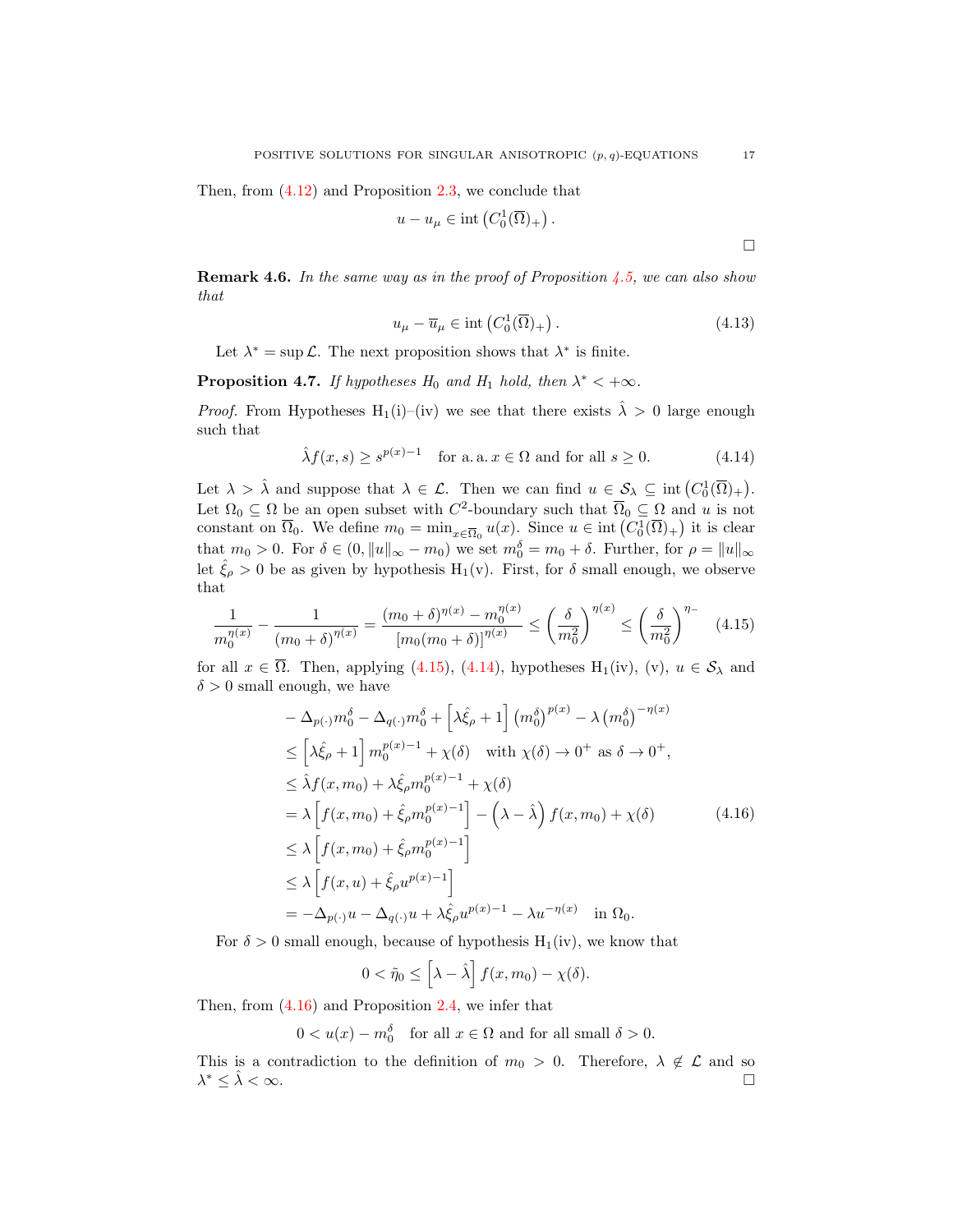Then, from (4.12) and Proposition 2.3, we conclude that

$$u - u_\mu \in \operatorname{int}\left(C_0^1(\overline{\Omega})_+\right).$$

$\square$

**Remark 4.6.** *In the same way as in the proof of Proposition 4.5, we can also show that*

$$u_\mu - \overline{u}_\mu \in \operatorname{int}\left(C_0^1(\overline{\Omega})_+\right). \tag{4.13}$$

Let $\lambda^* = \sup \mathcal{L}$. The next proposition shows that $\lambda^*$ is finite.

**Proposition 4.7.** *If hypotheses $H_0$ and $H_1$ hold, then $\lambda^* < +\infty$.*

*Proof.* From Hypotheses $\mathrm{H}_1$(i)–(iv) we see that there exists $\hat{\lambda} > 0$ large enough such that

$$\hat{\lambda} f(x, s) \geq s^{p(x)-1} \quad \text{for a. a. } x \in \Omega \text{ and for all } s \geq 0. \tag{4.14}$$

Let $\lambda > \hat{\lambda}$ and suppose that $\lambda \in \mathcal{L}$. Then we can find $u \in \mathcal{S}_\lambda \subseteq \operatorname{int}\left(C_0^1(\overline{\Omega})_+\right)$. Let $\Omega_0 \subseteq \Omega$ be an open subset with $C^2$-boundary such that $\overline{\Omega}_0 \subseteq \Omega$ and $u$ is not constant on $\overline{\Omega}_0$. We define $m_0 = \min_{x \in \overline{\Omega}_0} u(x)$. Since $u \in \operatorname{int}\left(C_0^1(\overline{\Omega})_+\right)$ it is clear that $m_0 > 0$. For $\delta \in (0, \|u\|_\infty - m_0)$ we set $m_0^\delta = m_0 + \delta$. Further, for $\rho = \|u\|_\infty$ let $\hat{\xi}_\rho > 0$ be as given by hypothesis $\mathrm{H}_1$(v). First, for $\delta$ small enough, we observe that

$$\frac{1}{m_0^{\eta(x)}} - \frac{1}{(m_0 + \delta)^{\eta(x)}} = \frac{(m_0 + \delta)^{\eta(x)} - m_0^{\eta(x)}}{[m_0(m_0 + \delta)]^{\eta(x)}} \leq \left(\frac{\delta}{m_0^2}\right)^{\eta(x)} \leq \left(\frac{\delta}{m_0^2}\right)^{\eta_-} \tag{4.15}$$

for all $x \in \overline{\Omega}$. Then, applying (4.15), (4.14), hypotheses $\mathrm{H}_1$(iv), (v), $u \in \mathcal{S}_\lambda$ and $\delta > 0$ small enough, we have

$$\begin{aligned}
& -\Delta_{p(\cdot)} m_0^\delta - \Delta_{q(\cdot)} m_0^\delta + \left[\lambda \hat{\xi}_\rho + 1\right] \left(m_0^\delta\right)^{p(x)} - \lambda \left(m_0^\delta\right)^{-\eta(x)} \\
& \leq \left[\lambda \hat{\xi}_\rho + 1\right] m_0^{p(x)-1} + \chi(\delta) \quad \text{with } \chi(\delta) \to 0^+ \text{ as } \delta \to 0^+, \\
& \leq \hat{\lambda} f(x, m_0) + \lambda \hat{\xi}_\rho m_0^{p(x)-1} + \chi(\delta) \\
& = \lambda \left[f(x, m_0) + \hat{\xi}_\rho m_0^{p(x)-1}\right] - \left(\lambda - \hat{\lambda}\right) f(x, m_0) + \chi(\delta) \\
& \leq \lambda \left[f(x, m_0) + \hat{\xi}_\rho m_0^{p(x)-1}\right] \\
& \leq \lambda \left[f(x, u) + \hat{\xi}_\rho u^{p(x)-1}\right] \\
& = -\Delta_{p(\cdot)} u - \Delta_{q(\cdot)} u + \lambda \hat{\xi}_\rho u^{p(x)-1} - \lambda u^{-\eta(x)} \quad \text{in } \Omega_0.
\end{aligned} \tag{4.16}$$

For $\delta > 0$ small enough, because of hypothesis $\mathrm{H}_1$(iv), we know that

$$0 < \tilde{\eta}_0 \leq \left[\lambda - \hat{\lambda}\right] f(x, m_0) - \chi(\delta).$$

Then, from (4.16) and Proposition 2.4, we infer that

$$0 < u(x) - m_0^\delta \quad \text{for all } x \in \Omega \text{ and for all small } \delta > 0.$$

This is a contradiction to the definition of $m_0 > 0$. Therefore, $\lambda \notin \mathcal{L}$ and so $\lambda^* \leq \hat{\lambda} < \infty$. $\square$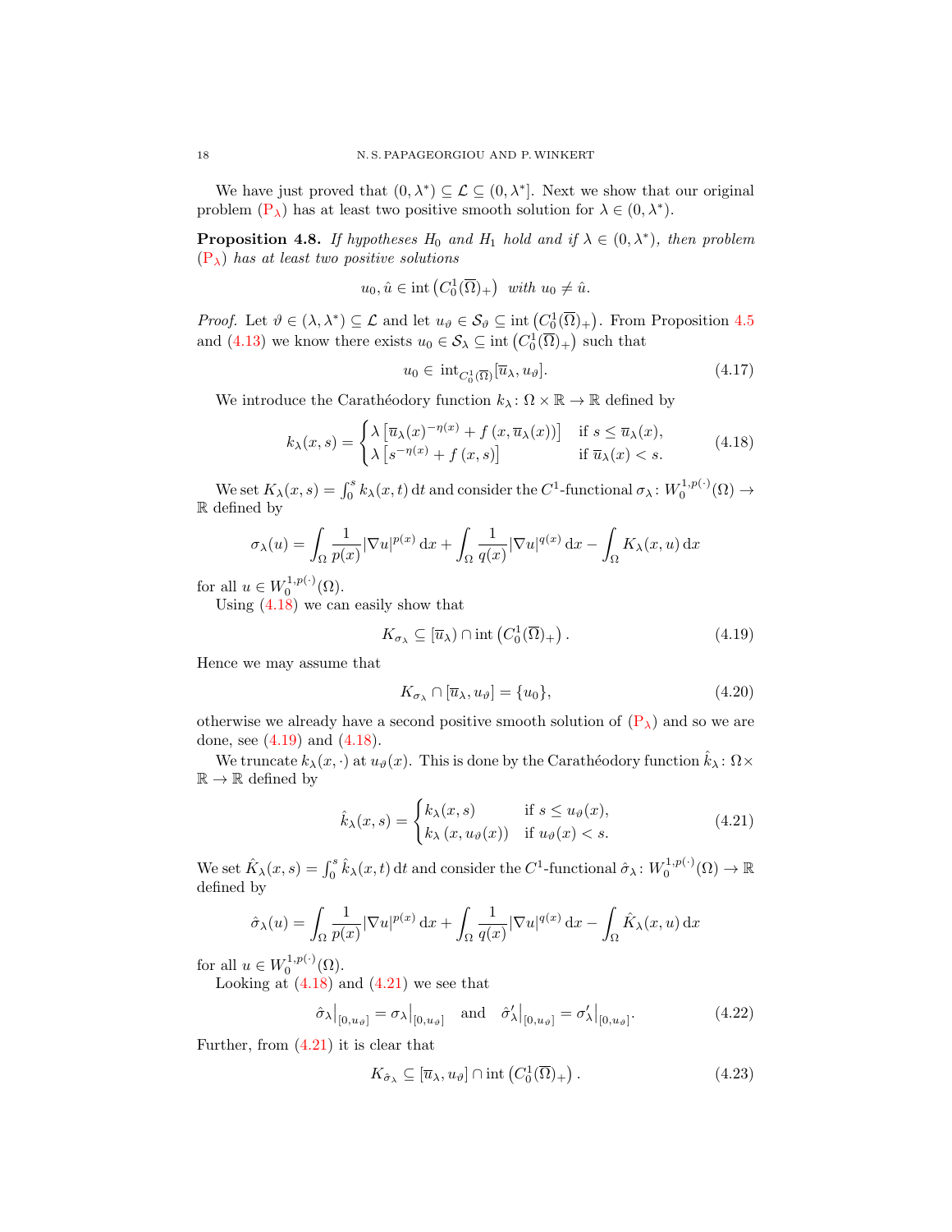We have just proved that $(0,\lambda^*) \subseteq \mathcal{L} \subseteq (0,\lambda^*]$. Next we show that our original problem ($\mathrm{P}_\lambda$) has at least two positive smooth solution for $\lambda \in (0,\lambda^*)$.

**Proposition 4.8.** *If hypotheses $H_0$ and $H_1$ hold and if $\lambda \in (0,\lambda^*)$, then problem* ($\mathrm{P}_\lambda$) *has at least two positive solutions*

$$u_0, \hat{u} \in \operatorname{int}\left(C_0^1(\overline{\Omega})_+\right) \quad \textit{with } u_0 \neq \hat{u}.$$

*Proof.* Let $\vartheta \in (\lambda,\lambda^*) \subseteq \mathcal{L}$ and let $u_\vartheta \in \mathcal{S}_\vartheta \subseteq \operatorname{int}\left(C_0^1(\overline{\Omega})_+\right)$. From Proposition 4.5 and (4.13) we know there exists $u_0 \in \mathcal{S}_\lambda \subseteq \operatorname{int}\left(C_0^1(\overline{\Omega})_+\right)$ such that

$$u_0 \in \operatorname{int}_{C_0^1(\overline{\Omega})}[\overline{u}_\lambda, u_\vartheta]. \tag{4.17}$$

We introduce the Carathéodory function $k_\lambda \colon \Omega \times \mathbb{R} \to \mathbb{R}$ defined by

$$k_\lambda(x,s) = \begin{cases} \lambda\left[\overline{u}_\lambda(x)^{-\eta(x)} + f\left(x,\overline{u}_\lambda(x)\right)\right] & \text{if } s \leq \overline{u}_\lambda(x), \\ \lambda\left[s^{-\eta(x)} + f\left(x,s\right)\right] & \text{if } \overline{u}_\lambda(x) < s. \end{cases} \tag{4.18}$$

We set $K_\lambda(x,s) = \int_0^s k_\lambda(x,t)\,\mathrm{d}t$ and consider the $C^1$-functional $\sigma_\lambda \colon W_0^{1,p(\cdot)}(\Omega) \to \mathbb{R}$ defined by

$$\sigma_\lambda(u) = \int_\Omega \frac{1}{p(x)}|\nabla u|^{p(x)}\,\mathrm{d}x + \int_\Omega \frac{1}{q(x)}|\nabla u|^{q(x)}\,\mathrm{d}x - \int_\Omega K_\lambda(x,u)\,\mathrm{d}x$$

for all $u \in W_0^{1,p(\cdot)}(\Omega)$.

Using (4.18) we can easily show that

$$K_{\sigma_\lambda} \subseteq [\overline{u}_\lambda) \cap \operatorname{int}\left(C_0^1(\overline{\Omega})_+\right). \tag{4.19}$$

Hence we may assume that

$$K_{\sigma_\lambda} \cap [\overline{u}_\lambda, u_\vartheta] = \{u_0\}, \tag{4.20}$$

otherwise we already have a second positive smooth solution of ($\mathrm{P}_\lambda$) and so we are done, see (4.19) and (4.18).

We truncate $k_\lambda(x,\cdot)$ at $u_\vartheta(x)$. This is done by the Carathéodory function $\hat{k}_\lambda \colon \Omega \times \mathbb{R} \to \mathbb{R}$ defined by

$$\hat{k}_\lambda(x,s) = \begin{cases} k_\lambda(x,s) & \text{if } s \leq u_\vartheta(x), \\ k_\lambda\left(x,u_\vartheta(x)\right) & \text{if } u_\vartheta(x) < s. \end{cases} \tag{4.21}$$

We set $\hat{K}_\lambda(x,s) = \int_0^s \hat{k}_\lambda(x,t)\,\mathrm{d}t$ and consider the $C^1$-functional $\hat{\sigma}_\lambda \colon W_0^{1,p(\cdot)}(\Omega) \to \mathbb{R}$ defined by

$$\hat{\sigma}_\lambda(u) = \int_\Omega \frac{1}{p(x)}|\nabla u|^{p(x)}\,\mathrm{d}x + \int_\Omega \frac{1}{q(x)}|\nabla u|^{q(x)}\,\mathrm{d}x - \int_\Omega \hat{K}_\lambda(x,u)\,\mathrm{d}x$$

for all $u \in W_0^{1,p(\cdot)}(\Omega)$.

Looking at (4.18) and (4.21) we see that

$$\hat{\sigma}_\lambda\big|_{[0,u_\vartheta]} = \sigma_\lambda\big|_{[0,u_\vartheta]} \quad \text{and} \quad \hat{\sigma}_\lambda'\big|_{[0,u_\vartheta]} = \sigma_\lambda'\big|_{[0,u_\vartheta]}. \tag{4.22}$$

Further, from (4.21) it is clear that

$$K_{\hat{\sigma}_\lambda} \subseteq [\overline{u}_\lambda, u_\vartheta] \cap \operatorname{int}\left(C_0^1(\overline{\Omega})_+\right). \tag{4.23}$$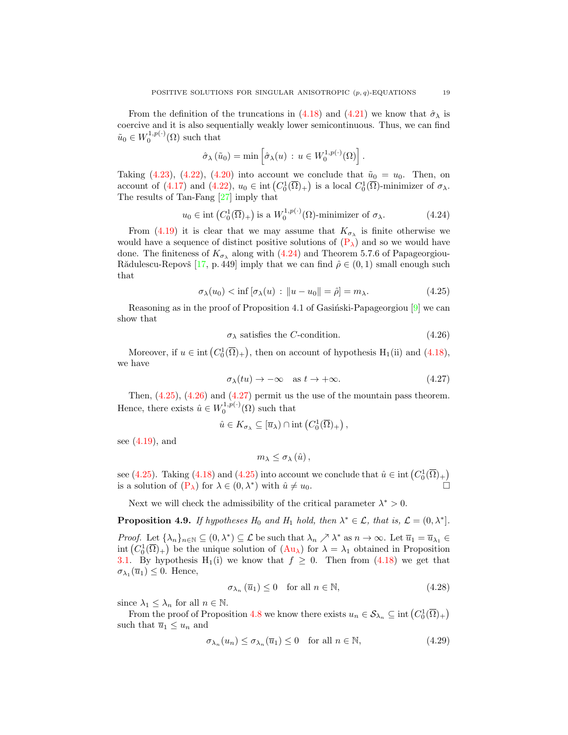From the definition of the truncations in (4.18) and (4.21) we know that $\hat{\sigma}_\lambda$ is coercive and it is also sequentially weakly lower semicontinuous. Thus, we can find $\tilde{u}_0 \in W_0^{1,p(\cdot)}(\Omega)$ such that

$$\hat{\sigma}_\lambda(\tilde{u}_0) = \min\left[\hat{\sigma}_\lambda(u) \,:\, u \in W_0^{1,p(\cdot)}(\Omega)\right].$$

Taking (4.23), (4.22), (4.20) into account we conclude that $\tilde{u}_0 = u_0$. Then, on account of (4.17) and (4.22), $u_0 \in \operatorname{int}\left(C_0^1(\overline{\Omega})_+\right)$ is a local $C_0^1(\overline{\Omega})$-minimizer of $\sigma_\lambda$. The results of Tan-Fang [27] imply that

$$u_0 \in \operatorname{int}\left(C_0^1(\overline{\Omega})_+\right) \text{ is a } W_0^{1,p(\cdot)}(\Omega)\text{-minimizer of } \sigma_\lambda. \tag{4.24}$$

From (4.19) it is clear that we may assume that $K_{\sigma_\lambda}$ is finite otherwise we would have a sequence of distinct positive solutions of (P$_\lambda$) and so we would have done. The finiteness of $K_{\sigma_\lambda}$ along with (4.24) and Theorem 5.7.6 of Papageorgiou-Rădulescu-Repovš [17, p. 449] imply that we can find $\hat{\rho} \in (0,1)$ small enough such that

$$\sigma_\lambda(u_0) < \inf\left[\sigma_\lambda(u) \,:\, \|u - u_0\| = \hat{\rho}\right] = m_\lambda. \tag{4.25}$$

Reasoning as in the proof of Proposition 4.1 of Gasiński-Papageorgiou [9] we can show that

$$\sigma_\lambda \text{ satisfies the } C\text{-condition.} \tag{4.26}$$

Moreover, if $u \in \operatorname{int}\left(C_0^1(\overline{\Omega})_+\right)$, then on account of hypothesis H$_1$(ii) and (4.18), we have

$$\sigma_\lambda(tu) \to -\infty \quad \text{as } t \to +\infty. \tag{4.27}$$

Then, (4.25), (4.26) and (4.27) permit us the use of the mountain pass theorem. Hence, there exists $\hat{u} \in W_0^{1,p(\cdot)}(\Omega)$ such that

$$\hat{u} \in K_{\sigma_\lambda} \subseteq [\overline{u}_\lambda) \cap \operatorname{int}\left(C_0^1(\overline{\Omega})_+\right),$$

see (4.19), and

$$m_\lambda \le \sigma_\lambda(\hat{u}),$$

see (4.25). Taking (4.18) and (4.25) into account we conclude that $\hat{u} \in \operatorname{int}\left(C_0^1(\overline{\Omega})_+\right)$ is a solution of (P$_\lambda$) for $\lambda \in (0, \lambda^*)$ with $\hat{u} \neq u_0$. $\square$

Next we will check the admissibility of the critical parameter $\lambda^* > 0$.

**Proposition 4.9.** *If hypotheses $H_0$ and $H_1$ hold, then $\lambda^* \in \mathcal{L}$, that is, $\mathcal{L} = (0, \lambda^*]$.*

*Proof.* Let $\{\lambda_n\}_{n\in\mathbb{N}} \subseteq (0, \lambda^*) \subseteq \mathcal{L}$ be such that $\lambda_n \nearrow \lambda^*$ as $n \to \infty$. Let $\overline{u}_1 = \overline{u}_{\lambda_1} \in \operatorname{int}\left(C_0^1(\overline{\Omega})_+\right)$ be the unique solution of (Au$_\lambda$) for $\lambda = \lambda_1$ obtained in Proposition 3.1. By hypothesis H$_1$(i) we know that $f \ge 0$. Then from (4.18) we get that $\sigma_{\lambda_1}(\overline{u}_1) \le 0$. Hence,

$$\sigma_{\lambda_n}(\overline{u}_1) \le 0 \quad \text{for all } n \in \mathbb{N}, \tag{4.28}$$

since $\lambda_1 \le \lambda_n$ for all $n \in \mathbb{N}$.

From the proof of Proposition 4.8 we know there exists $u_n \in \mathcal{S}_{\lambda_n} \subseteq \operatorname{int}\left(C_0^1(\overline{\Omega})_+\right)$ such that $\overline{u}_1 \le u_n$ and

$$\sigma_{\lambda_n}(u_n) \le \sigma_{\lambda_n}(\overline{u}_1) \le 0 \quad \text{for all } n \in \mathbb{N}, \tag{4.29}$$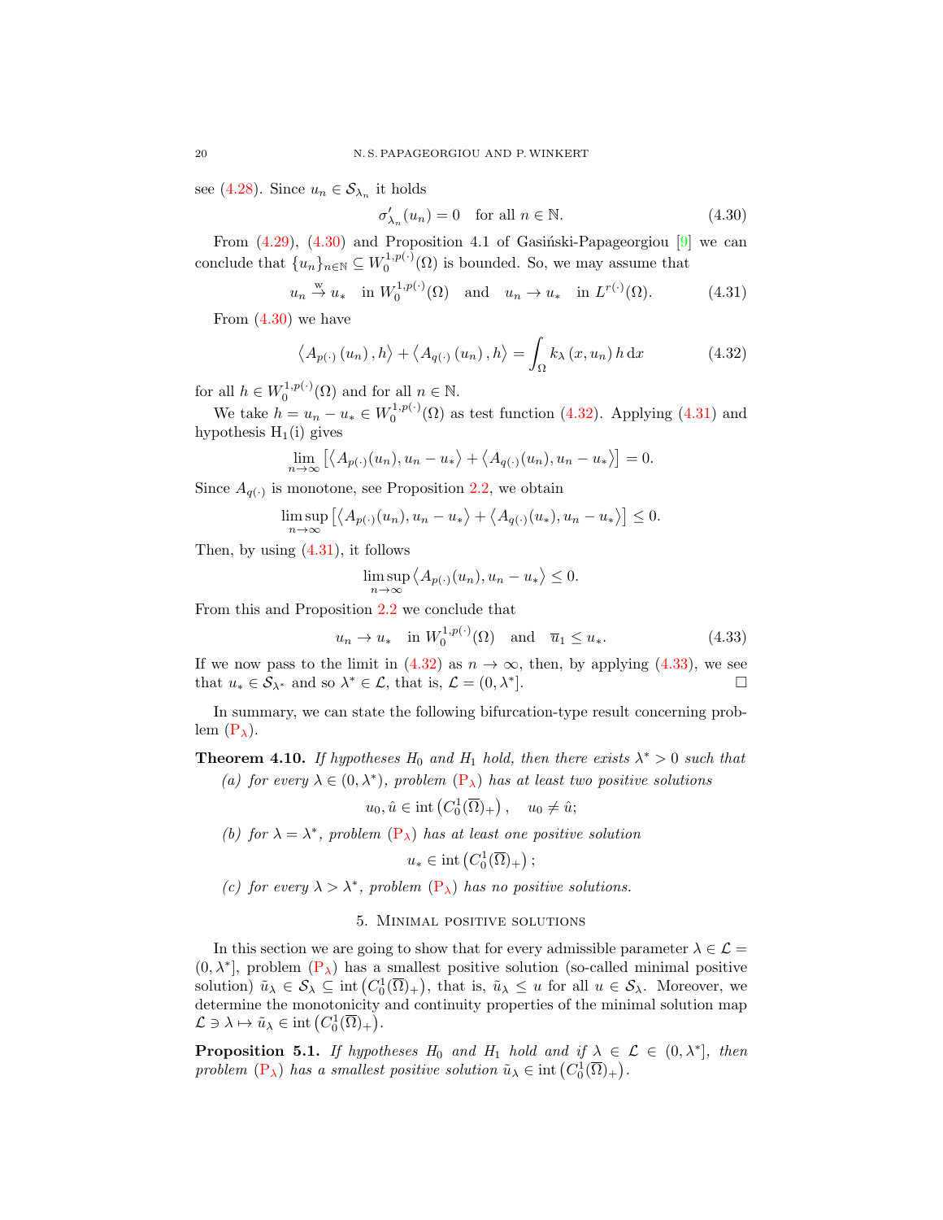see (4.28). Since $u_n \in \mathcal{S}_{\lambda_n}$ it holds

$$\sigma'_{\lambda_n}(u_n) = 0 \quad \text{for all } n \in \mathbb{N}. \tag{4.30}$$

From (4.29), (4.30) and Proposition 4.1 of Gasiński-Papageorgiou [9] we can conclude that $\{u_n\}_{n\in\mathbb{N}} \subseteq W_0^{1,p(\cdot)}(\Omega)$ is bounded. So, we may assume that

$$u_n \overset{\mathrm{w}}{\to} u_* \quad \text{in } W_0^{1,p(\cdot)}(\Omega) \quad \text{and} \quad u_n \to u_* \quad \text{in } L^{r(\cdot)}(\Omega). \tag{4.31}$$

From (4.30) we have

$$\left\langle A_{p(\cdot)}\left(u_n\right), h\right\rangle + \left\langle A_{q(\cdot)}\left(u_n\right), h\right\rangle = \int_\Omega k_\lambda\left(x, u_n\right) h \,\mathrm{d}x \tag{4.32}$$

for all $h \in W_0^{1,p(\cdot)}(\Omega)$ and for all $n \in \mathbb{N}$.

We take $h = u_n - u_* \in W_0^{1,p(\cdot)}(\Omega)$ as test function (4.32). Applying (4.31) and hypothesis H$_1$(i) gives

$$\lim_{n\to\infty} \left[\left\langle A_{p(\cdot)}(u_n), u_n - u_*\right\rangle + \left\langle A_{q(\cdot)}(u_n), u_n - u_*\right\rangle\right] = 0.$$

Since $A_{q(\cdot)}$ is monotone, see Proposition 2.2, we obtain

$$\limsup_{n\to\infty} \left[\left\langle A_{p(\cdot)}(u_n), u_n - u_*\right\rangle + \left\langle A_{q(\cdot)}(u_*), u_n - u_*\right\rangle\right] \leq 0.$$

Then, by using (4.31), it follows

$$\limsup_{n\to\infty} \left\langle A_{p(\cdot)}(u_n), u_n - u_*\right\rangle \leq 0.$$

From this and Proposition 2.2 we conclude that

$$u_n \to u_* \quad \text{in } W_0^{1,p(\cdot)}(\Omega) \quad \text{and} \quad \overline{u}_1 \leq u_*. \tag{4.33}$$

If we now pass to the limit in (4.32) as $n \to \infty$, then, by applying (4.33), we see that $u_* \in \mathcal{S}_{\lambda^*}$ and so $\lambda^* \in \mathcal{L}$, that is, $\mathcal{L} = (0, \lambda^*]$. □

In summary, we can state the following bifurcation-type result concerning problem (P$_\lambda$).

**Theorem 4.10.** *If hypotheses H$_0$ and H$_1$ hold, then there exists $\lambda^* > 0$ such that*

*(a) for every $\lambda \in (0, \lambda^*)$, problem (P$_\lambda$) has at least two positive solutions*

$$u_0, \hat{u} \in \operatorname{int}\left(C_0^1(\overline{\Omega})_+\right), \quad u_0 \neq \hat{u};$$

*(b) for $\lambda = \lambda^*$, problem (P$_\lambda$) has at least one positive solution*

$$u_* \in \operatorname{int}\left(C_0^1(\overline{\Omega})_+\right);$$

*(c) for every $\lambda > \lambda^*$, problem (P$_\lambda$) has no positive solutions.*

## 5. Minimal positive solutions

In this section we are going to show that for every admissible parameter $\lambda \in \mathcal{L} = (0, \lambda^*]$, problem (P$_\lambda$) has a smallest positive solution (so-called minimal positive solution) $\tilde{u}_\lambda \in \mathcal{S}_\lambda \subseteq \operatorname{int}\left(C_0^1(\overline{\Omega})_+\right)$, that is, $\tilde{u}_\lambda \leq u$ for all $u \in \mathcal{S}_\lambda$. Moreover, we determine the monotonicity and continuity properties of the minimal solution map $\mathcal{L} \ni \lambda \mapsto \tilde{u}_\lambda \in \operatorname{int}\left(C_0^1(\overline{\Omega})_+\right)$.

**Proposition 5.1.** *If hypotheses H$_0$ and H$_1$ hold and if $\lambda \in \mathcal{L} \in (0, \lambda^*]$, then problem (P$_\lambda$) has a smallest positive solution $\tilde{u}_\lambda \in \operatorname{int}\left(C_0^1(\overline{\Omega})_+\right)$.*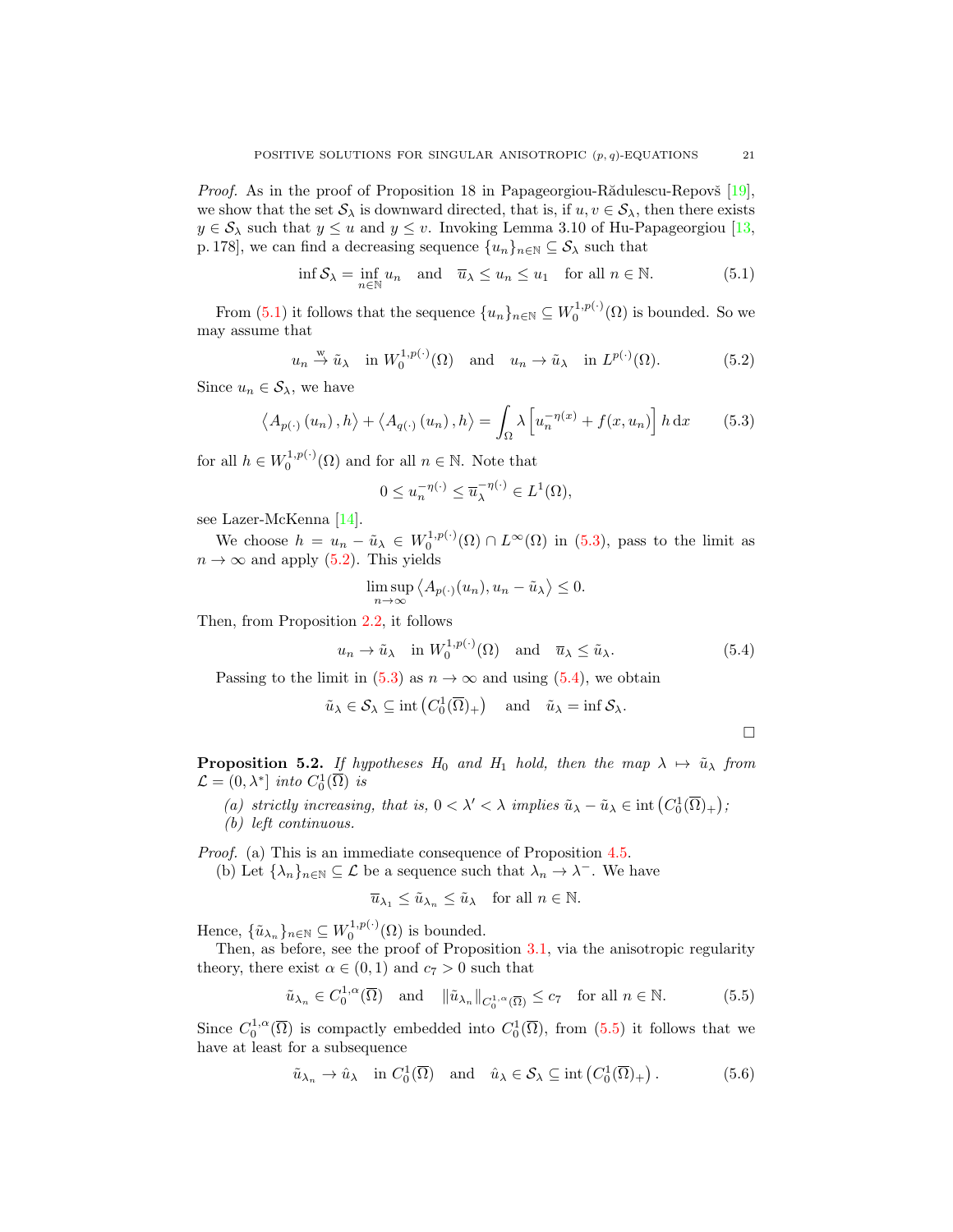*Proof.* As in the proof of Proposition 18 in Papageorgiou-Rădulescu-Repovš [19], we show that the set $\mathcal{S}_\lambda$ is downward directed, that is, if $u, v \in \mathcal{S}_\lambda$, then there exists $y \in \mathcal{S}_\lambda$ such that $y \leq u$ and $y \leq v$. Invoking Lemma 3.10 of Hu-Papageorgiou [13, p. 178], we can find a decreasing sequence $\{u_n\}_{n\in\mathbb{N}} \subseteq \mathcal{S}_\lambda$ such that

$$\inf \mathcal{S}_\lambda = \inf_{n\in\mathbb{N}} u_n \quad \text{and} \quad \overline{u}_\lambda \leq u_n \leq u_1 \quad \text{for all } n \in \mathbb{N}. \tag{5.1}$$

From (5.1) it follows that the sequence $\{u_n\}_{n\in\mathbb{N}} \subseteq W_0^{1,p(\cdot)}(\Omega)$ is bounded. So we may assume that

$$u_n \overset{\text{w}}{\to} \tilde{u}_\lambda \quad \text{in } W_0^{1,p(\cdot)}(\Omega) \quad \text{and} \quad u_n \to \tilde{u}_\lambda \quad \text{in } L^{p(\cdot)}(\Omega). \tag{5.2}$$

Since $u_n \in \mathcal{S}_\lambda$, we have

$$\left\langle A_{p(\cdot)}\left(u_n\right), h\right\rangle + \left\langle A_{q(\cdot)}\left(u_n\right), h\right\rangle = \int_\Omega \lambda \left[u_n^{-\eta(x)} + f(x, u_n)\right] h \, \mathrm{d}x \tag{5.3}$$

for all $h \in W_0^{1,p(\cdot)}(\Omega)$ and for all $n \in \mathbb{N}$. Note that

$$0 \leq u_n^{-\eta(\cdot)} \leq \overline{u}_\lambda^{-\eta(\cdot)} \in L^1(\Omega),$$

see Lazer-McKenna [14].

We choose $h = u_n - \tilde{u}_\lambda \in W_0^{1,p(\cdot)}(\Omega) \cap L^\infty(\Omega)$ in (5.3), pass to the limit as $n \to \infty$ and apply (5.2). This yields

$$\limsup_{n\to\infty} \left\langle A_{p(\cdot)}(u_n), u_n - \tilde{u}_\lambda\right\rangle \leq 0.$$

Then, from Proposition 2.2, it follows

$$u_n \to \tilde{u}_\lambda \quad \text{in } W_0^{1,p(\cdot)}(\Omega) \quad \text{and} \quad \overline{u}_\lambda \leq \tilde{u}_\lambda. \tag{5.4}$$

Passing to the limit in (5.3) as $n \to \infty$ and using (5.4), we obtain

$$\tilde{u}_\lambda \in \mathcal{S}_\lambda \subseteq \operatorname{int}\left(C_0^1(\overline{\Omega})_+\right) \quad \text{and} \quad \tilde{u}_\lambda = \inf \mathcal{S}_\lambda.$$

$\square$

**Proposition 5.2.** *If hypotheses $H_0$ and $H_1$ hold, then the map $\lambda \mapsto \tilde{u}_\lambda$ from $\mathcal{L} = (0, \lambda^*]$ into $C_0^1(\overline{\Omega})$ is*

- *(a) strictly increasing, that is, $0 < \lambda' < \lambda$ implies $\tilde{u}_\lambda - \tilde{u}_\lambda \in \operatorname{int}\left(C_0^1(\overline{\Omega})_+\right)$;*
- *(b) left continuous.*

*Proof.* (a) This is an immediate consequence of Proposition 4.5.

(b) Let $\{\lambda_n\}_{n\in\mathbb{N}} \subseteq \mathcal{L}$ be a sequence such that $\lambda_n \to \lambda^-$. We have

$$\overline{u}_{\lambda_1} \leq \tilde{u}_{\lambda_n} \leq \tilde{u}_\lambda \quad \text{for all } n \in \mathbb{N}.$$

Hence, $\{\tilde{u}_{\lambda_n}\}_{n\in\mathbb{N}} \subseteq W_0^{1,p(\cdot)}(\Omega)$ is bounded.

Then, as before, see the proof of Proposition 3.1, via the anisotropic regularity theory, there exist $\alpha \in (0, 1)$ and $c_7 > 0$ such that

$$\tilde{u}_{\lambda_n} \in C_0^{1,\alpha}(\overline{\Omega}) \quad \text{and} \quad \|\tilde{u}_{\lambda_n}\|_{C_0^{1,\alpha}(\overline{\Omega})} \leq c_7 \quad \text{for all } n \in \mathbb{N}. \tag{5.5}$$

Since $C_0^{1,\alpha}(\overline{\Omega})$ is compactly embedded into $C_0^1(\overline{\Omega})$, from (5.5) it follows that we have at least for a subsequence

$$\tilde{u}_{\lambda_n} \to \hat{u}_\lambda \quad \text{in } C_0^1(\overline{\Omega}) \quad \text{and} \quad \hat{u}_\lambda \in \mathcal{S}_\lambda \subseteq \operatorname{int}\left(C_0^1(\overline{\Omega})_+\right). \tag{5.6}$$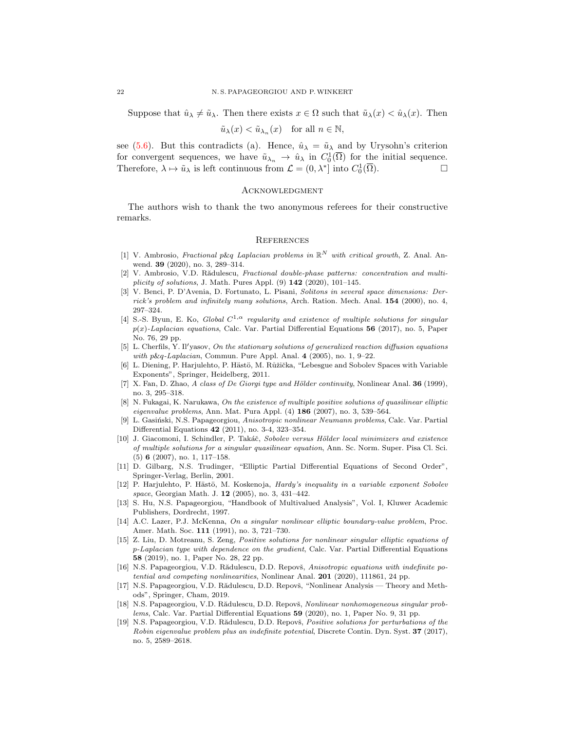Suppose that $\hat{u}_\lambda \neq \tilde{u}_\lambda$. Then there exists $x \in \Omega$ such that $\tilde{u}_\lambda(x) < \hat{u}_\lambda(x)$. Then

$$\tilde{u}_\lambda(x) < \tilde{u}_{\lambda_n}(x) \quad \text{for all } n \in \mathbb{N},$$

see (5.6). But this contradicts (a). Hence, $\hat{u}_\lambda = \tilde{u}_\lambda$ and by Urysohn's criterion for convergent sequences, we have $\tilde{u}_{\lambda_n} \to \hat{u}_\lambda$ in $C_0^1(\overline{\Omega})$ for the initial sequence. Therefore, $\lambda \mapsto \tilde{u}_\lambda$ is left continuous from $\mathcal{L} = (0, \lambda^*]$ into $C_0^1(\overline{\Omega})$. ☐

## Acknowledgment

The authors wish to thank the two anonymous referees for their constructive remarks.

## References

[1] V. Ambrosio, *Fractional p&q Laplacian problems in $\mathbb{R}^N$ with critical growth*, Z. Anal. Anwend. **39** (2020), no. 3, 289–314.

[2] V. Ambrosio, V.D. Rădulescu, *Fractional double-phase patterns: concentration and multiplicity of solutions*, J. Math. Pures Appl. (9) **142** (2020), 101–145.

[3] V. Benci, P. D'Avenia, D. Fortunato, L. Pisani, *Solitons in several space dimensions: Derrick's problem and infinitely many solutions*, Arch. Ration. Mech. Anal. **154** (2000), no. 4, 297–324.

[4] S.-S. Byun, E. Ko, *Global $C^{1,\alpha}$ regularity and existence of multiple solutions for singular $p(x)$-Laplacian equations*, Calc. Var. Partial Differential Equations **56** (2017), no. 5, Paper No. 76, 29 pp.

[5] L. Cherfils, Y. Il′yasov, *On the stationary solutions of generalized reaction diffusion equations with p&q-Laplacian*, Commun. Pure Appl. Anal. **4** (2005), no. 1, 9–22.

[6] L. Diening, P. Harjulehto, P. Hästö, M. Růžička, "Lebesgue and Sobolev Spaces with Variable Exponents", Springer, Heidelberg, 2011.

[7] X. Fan, D. Zhao, *A class of De Giorgi type and Hölder continuity*, Nonlinear Anal. **36** (1999), no. 3, 295–318.

[8] N. Fukagai, K. Narukawa, *On the existence of multiple positive solutions of quasilinear elliptic eigenvalue problems*, Ann. Mat. Pura Appl. (4) **186** (2007), no. 3, 539–564.

[9] L. Gasiński, N.S. Papageorgiou, *Anisotropic nonlinear Neumann problems*, Calc. Var. Partial Differential Equations **42** (2011), no. 3-4, 323–354.

[10] J. Giacomoni, I. Schindler, P. Takáč, *Sobolev versus Hölder local minimizers and existence of multiple solutions for a singular quasilinear equation*, Ann. Sc. Norm. Super. Pisa Cl. Sci. (5) **6** (2007), no. 1, 117–158.

[11] D. Gilbarg, N.S. Trudinger, "Elliptic Partial Differential Equations of Second Order", Springer-Verlag, Berlin, 2001.

[12] P. Harjulehto, P. Hästö, M. Koskenoja, *Hardy's inequality in a variable exponent Sobolev space*, Georgian Math. J. **12** (2005), no. 3, 431–442.

[13] S. Hu, N.S. Papageorgiou, "Handbook of Multivalued Analysis", Vol. I, Kluwer Academic Publishers, Dordrecht, 1997.

[14] A.C. Lazer, P.J. McKenna, *On a singular nonlinear elliptic boundary-value problem*, Proc. Amer. Math. Soc. **111** (1991), no. 3, 721–730.

[15] Z. Liu, D. Motreanu, S. Zeng, *Positive solutions for nonlinear singular elliptic equations of p-Laplacian type with dependence on the gradient*, Calc. Var. Partial Differential Equations **58** (2019), no. 1, Paper No. 28, 22 pp.

[16] N.S. Papageorgiou, V.D. Rădulescu, D.D. Repovš, *Anisotropic equations with indefinite potential and competing nonlinearities*, Nonlinear Anal. **201** (2020), 111861, 24 pp.

[17] N.S. Papageorgiou, V.D. Rădulescu, D.D. Repovš, "Nonlinear Analysis — Theory and Methods", Springer, Cham, 2019.

[18] N.S. Papageorgiou, V.D. Rădulescu, D.D. Repovš, *Nonlinear nonhomogeneous singular problems*, Calc. Var. Partial Differential Equations **59** (2020), no. 1, Paper No. 9, 31 pp.

[19] N.S. Papageorgiou, V.D. Rădulescu, D.D. Repovš, *Positive solutions for perturbations of the Robin eigenvalue problem plus an indefinite potential*, Discrete Contin. Dyn. Syst. **37** (2017), no. 5, 2589–2618.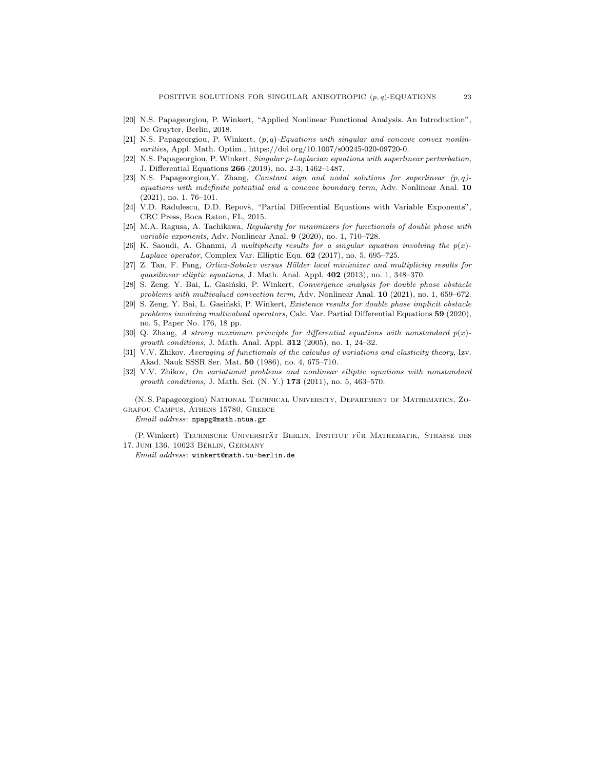[20] N.S. Papageorgiou, P. Winkert, "Applied Nonlinear Functional Analysis. An Introduction", De Gruyter, Berlin, 2018.

[21] N.S. Papageorgiou, P. Winkert, *$(p, q)$-Equations with singular and concave convex nonlinearities*, Appl. Math. Optim., https://doi.org/10.1007/s00245-020-09720-0.

[22] N.S. Papageorgiou, P. Winkert, *Singular p-Laplacian equations with superlinear perturbation*, J. Differential Equations **266** (2019), no. 2-3, 1462–1487.

[23] N.S. Papageorgiou,Y. Zhang, *Constant sign and nodal solutions for superlinear $(p, q)$-equations with indefinite potential and a concave boundary term*, Adv. Nonlinear Anal. **10** (2021), no. 1, 76–101.

[24] V.D. Rădulescu, D.D. Repovš, "Partial Differential Equations with Variable Exponents", CRC Press, Boca Raton, FL, 2015.

[25] M.A. Ragusa, A. Tachikawa, *Regularity for minimizers for functionals of double phase with variable exponents*, Adv. Nonlinear Anal. **9** (2020), no. 1, 710–728.

[26] K. Saoudi, A. Ghanmi, *A multiplicity results for a singular equation involving the $p(x)$-Laplace operator*, Complex Var. Elliptic Equ. **62** (2017), no. 5, 695–725.

[27] Z. Tan, F. Fang, *Orlicz-Sobolev versus Hölder local minimizer and multiplicity results for quasilinear elliptic equations*, J. Math. Anal. Appl. **402** (2013), no. 1, 348–370.

[28] S. Zeng, Y. Bai, L. Gasiński, P. Winkert, *Convergence analysis for double phase obstacle problems with multivalued convection term*, Adv. Nonlinear Anal. **10** (2021), no. 1, 659–672.

[29] S. Zeng, Y. Bai, L. Gasiński, P. Winkert, *Existence results for double phase implicit obstacle problems involving multivalued operators*, Calc. Var. Partial Differential Equations **59** (2020), no. 5, Paper No. 176, 18 pp.

[30] Q. Zhang, *A strong maximum principle for differential equations with nonstandard $p(x)$-growth conditions*, J. Math. Anal. Appl. **312** (2005), no. 1, 24–32.

[31] V.V. Zhikov, *Averaging of functionals of the calculus of variations and elasticity theory*, Izv. Akad. Nauk SSSR Ser. Mat. **50** (1986), no. 4, 675–710.

[32] V.V. Zhikov, *On variational problems and nonlinear elliptic equations with nonstandard growth conditions*, J. Math. Sci. (N. Y.) **173** (2011), no. 5, 463–570.

(N. S. Papageorgiou) National Technical University, Department of Mathematics, Zografou Campus, Athens 15780, Greece

*Email address*: npapg@math.ntua.gr

(P. Winkert) Technische Universität Berlin, Institut für Mathematik, Strasse des 17. Juni 136, 10623 Berlin, Germany

*Email address*: winkert@math.tu-berlin.de